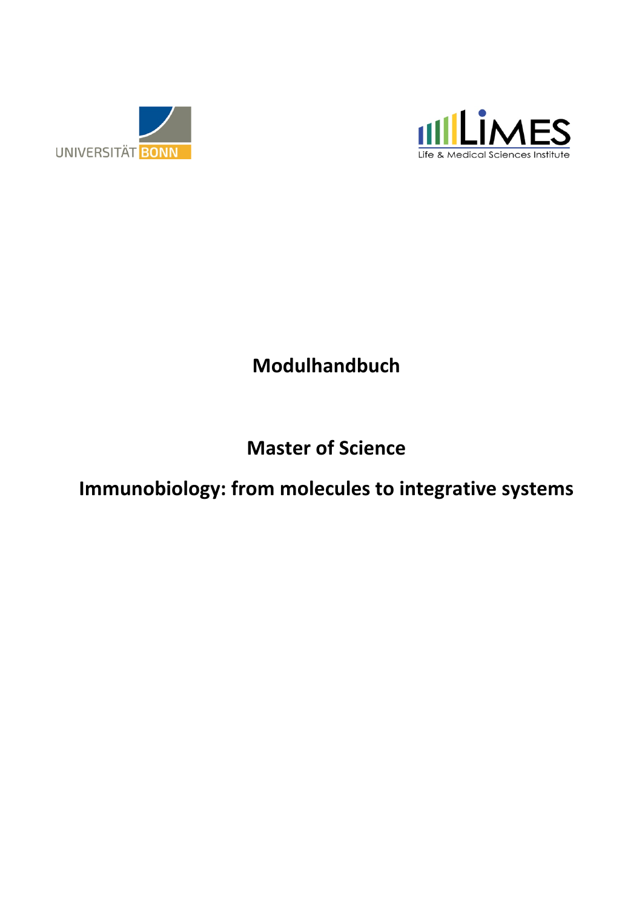UNIVERSITÄT BONN

LIMES Life & Medical Sciences Institute

# Modulhandbuch

## Master of Science

## Immunobiology: from molecules to integrative systems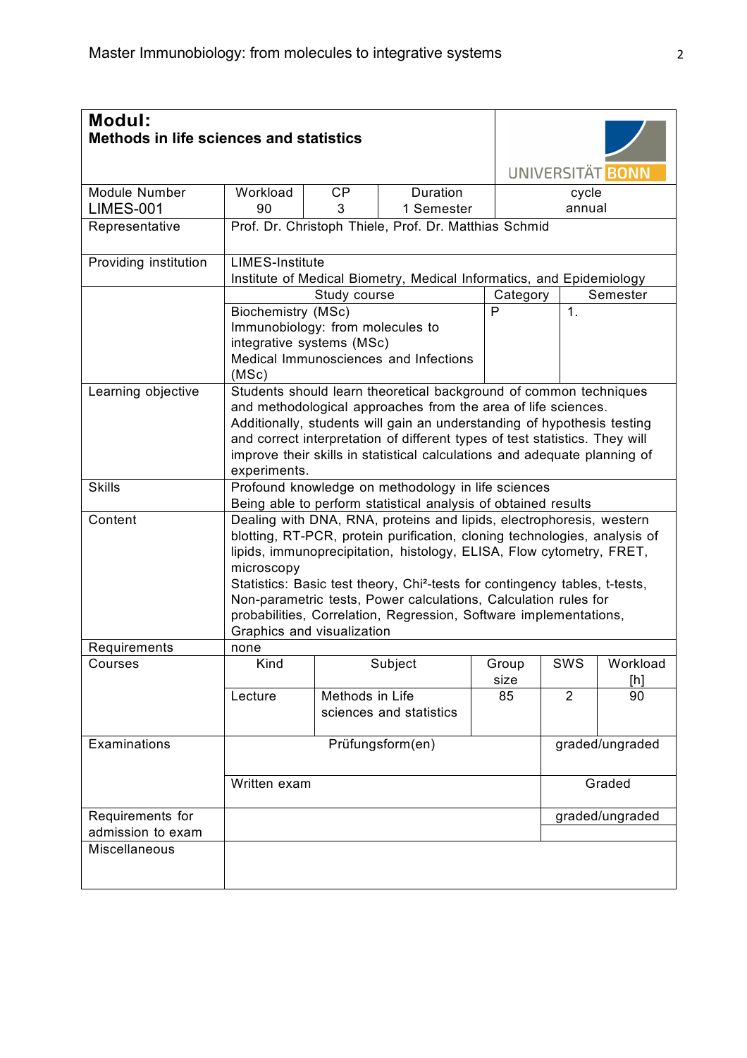| **Modul:** **Methods in life sciences and statistics** | | | | | | | |
|---|---|---|---|---|---|---|---|
| Module Number LIMES-001 | Workload 90 | CP 3 | Duration 1 Semester | | cycle annual | | |
| Representative | Prof. Dr. Christoph Thiele, Prof. Dr. Matthias Schmid | | | | | | |
| Providing institution | LIMES-Institute Institute of Medical Biometry, Medical Informatics, and Epidemiology | | | | | | |
| | Study course | | | Category | | Semester | |
| | Biochemistry (MSc) Immunobiology: from molecules to integrative systems (MSc) Medical Immunosciences and Infections (MSc) | | | P | | 1. | |
| Learning objective | Students should learn theoretical background of common techniques and methodological approaches from the area of life sciences. Additionally, students will gain an understanding of hypothesis testing and correct interpretation of different types of test statistics. They will improve their skills in statistical calculations and adequate planning of experiments. | | | | | | |
| Skills | Profound knowledge on methodology in life sciences Being able to perform statistical analysis of obtained results | | | | | | |
| Content | Dealing with DNA, RNA, proteins and lipids, electrophoresis, western blotting, RT-PCR, protein purification, cloning technologies, analysis of lipids, immunoprecipitation, histology, ELISA, Flow cytometry, FRET, microscopy Statistics: Basic test theory, Chi²-tests for contingency tables, t-tests, Non-parametric tests, Power calculations, Calculation rules for probabilities, Correlation, Regression, Software implementations, Graphics and visualization | | | | | | |
| Requirements | none | | | | | | |
| Courses | Kind | Subject | | Group size | SWS | Workload [h] | |
| | Lecture | Methods in Life sciences and statistics | | 85 | 2 | 90 | |
| Examinations | Prüfungsform(en) | | | | graded/ungraded | | |
| | Written exam | | | | Graded | | |
| Requirements for admission to exam | | | | | graded/ungraded | | |
| Miscellaneous | | | | | | | |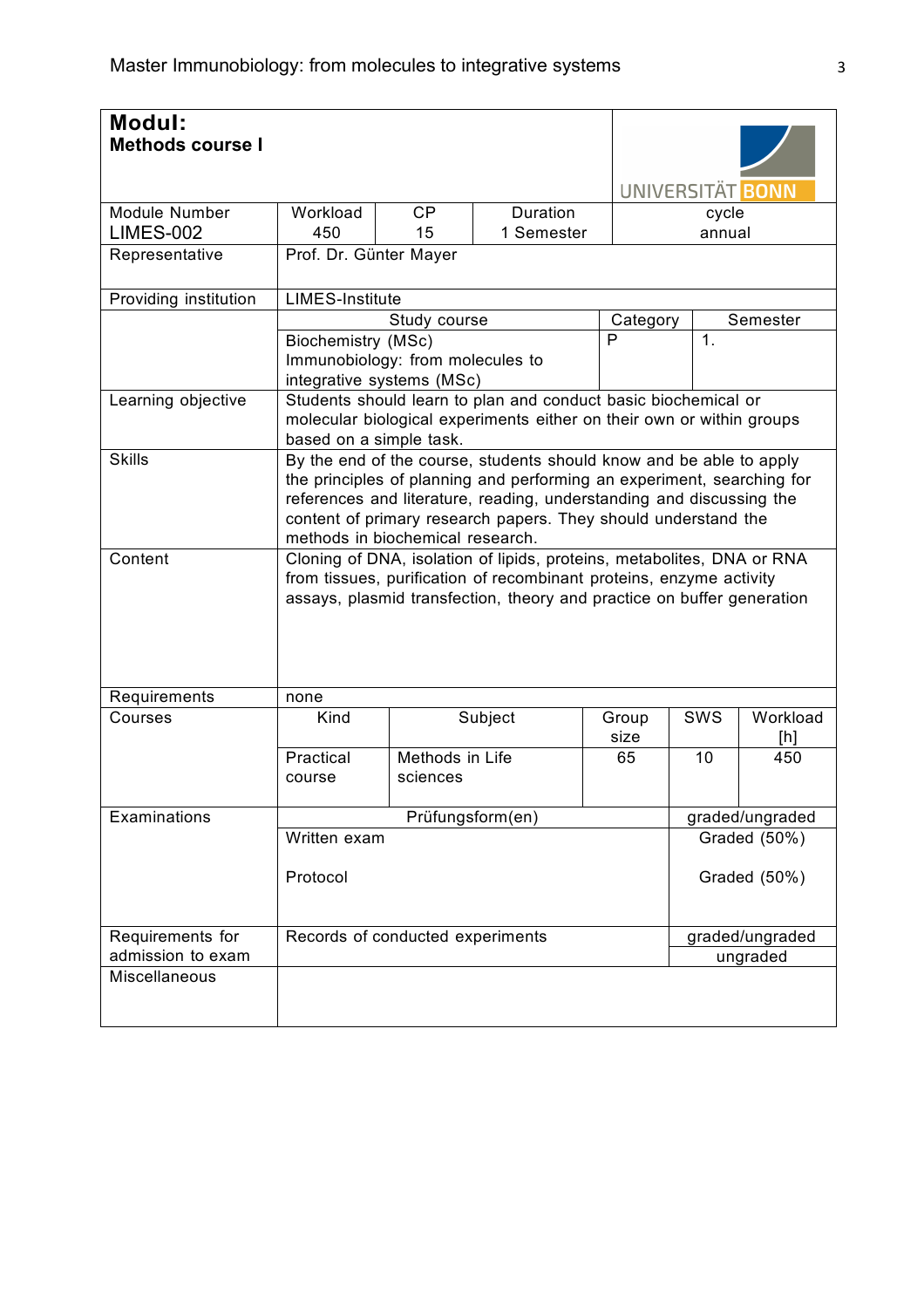| **Modul:** **Methods course I** | | | | | | |
|---|---|---|---|---|---|---|
| Module Number LIMES-002 | Workload 450 | CP 15 | Duration 1 Semester | cycle annual | | |
| Representative | Prof. Dr. Günter Mayer | | | | | |
| Providing institution | LIMES-Institute | | | | | |
| | Study course | | | Category | Semester | |
| | Biochemistry (MSc) Immunobiology: from molecules to integrative systems (MSc) | | | P | 1. | |
| Learning objective | Students should learn to plan and conduct basic biochemical or molecular biological experiments either on their own or within groups based on a simple task. | | | | | |
| Skills | By the end of the course, students should know and be able to apply the principles of planning and performing an experiment, searching for references and literature, reading, understanding and discussing the content of primary research papers. They should understand the methods in biochemical research. | | | | | |
| Content | Cloning of DNA, isolation of lipids, proteins, metabolites, DNA or RNA from tissues, purification of recombinant proteins, enzyme activity assays, plasmid transfection, theory and practice on buffer generation | | | | | |
| Requirements | none | | | | | |
| Courses | Kind | Subject | | Group size | SWS | Workload [h] |
| | Practical course | Methods in Life sciences | | 65 | 10 | 450 |
| Examinations | Prüfungsform(en) | | | | graded/ungraded | |
| | Written exam | | | | Graded (50%) | |
| | Protocol | | | | Graded (50%) | |
| Requirements for admission to exam | Records of conducted experiments | | | | graded/ungraded | |
| | | | | | ungraded | |
| Miscellaneous | | | | | | |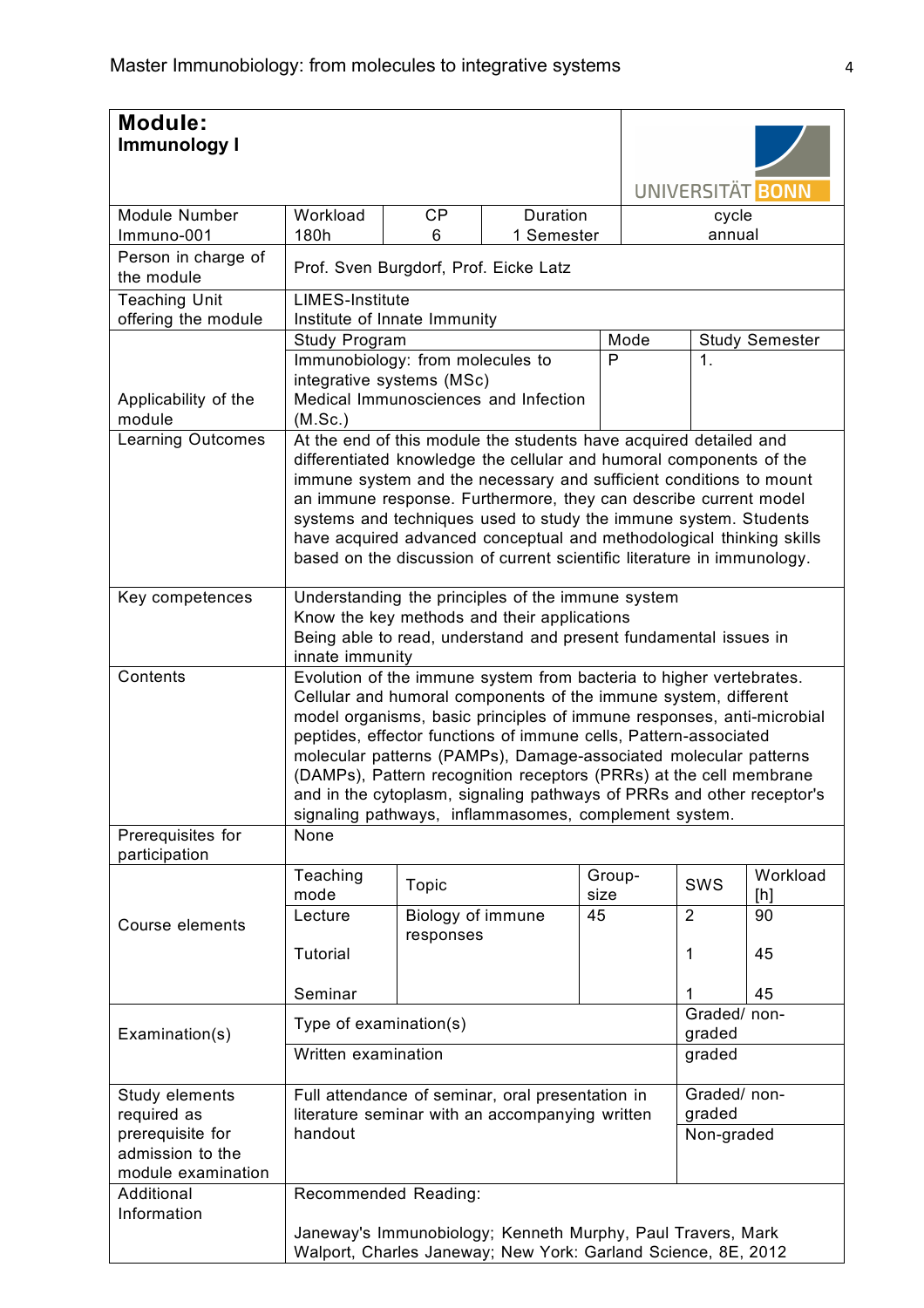| **Module:** **Immunology I** | | | | | | UNIVERSITÄT BONN |
|---|---|---|---|---|---|---|
| Module Number Immuno-001 | Workload 180h | CP 6 | Duration 1 Semester | | cycle annual | |
| Person in charge of the module | Prof. Sven Burgdorf, Prof. Eicke Latz | | | | | |
| Teaching Unit offering the module | LIMES-Institute Institute of Innate Immunity | | | | | |
| Applicability of the module | Study Program | | | Mode | Study Semester | |
| | Immunobiology: from molecules to integrative systems (MSc) Medical Immunosciences and Infection (M.Sc.) | | | P | 1. | |
| Learning Outcomes | At the end of this module the students have acquired detailed and differentiated knowledge the cellular and humoral components of the immune system and the necessary and sufficient conditions to mount an immune response. Furthermore, they can describe current model systems and techniques used to study the immune system. Students have acquired advanced conceptual and methodological thinking skills based on the discussion of current scientific literature in immunology. | | | | | |
| Key competences | Understanding the principles of the immune system<br>Know the key methods and their applications<br>Being able to read, understand and present fundamental issues in innate immunity | | | | | |
| Contents | Evolution of the immune system from bacteria to higher vertebrates. Cellular and humoral components of the immune system, different model organisms, basic principles of immune responses, anti-microbial peptides, effector functions of immune cells, Pattern-associated molecular patterns (PAMPs), Damage-associated molecular patterns (DAMPs), Pattern recognition receptors (PRRs) at the cell membrane and in the cytoplasm, signaling pathways of PRRs and other receptor's signaling pathways, inflammasomes, complement system. | | | | | |
| Prerequisites for participation | None | | | | | |
| Course elements | Teaching mode | Topic | | Group-size | SWS | Workload [h] |
| | Lecture | Biology of immune responses | | 45 | 2 | 90 |
| | Tutorial | | | | 1 | 45 |
| | Seminar | | | | 1 | 45 |
| Examination(s) | Type of examination(s) | | | | Graded/ non-graded | |
| | Written examination | | | | graded | |
| Study elements required as prerequisite for admission to the module examination | Full attendance of seminar, oral presentation in literature seminar with an accompanying written handout | | | | Graded/ non-graded | |
| | | | | | Non-graded | |
| Additional Information | Recommended Reading:<br><br>Janeway's Immunobiology; Kenneth Murphy, Paul Travers, Mark Walport, Charles Janeway; New York: Garland Science, 8E, 2012 | | | | | |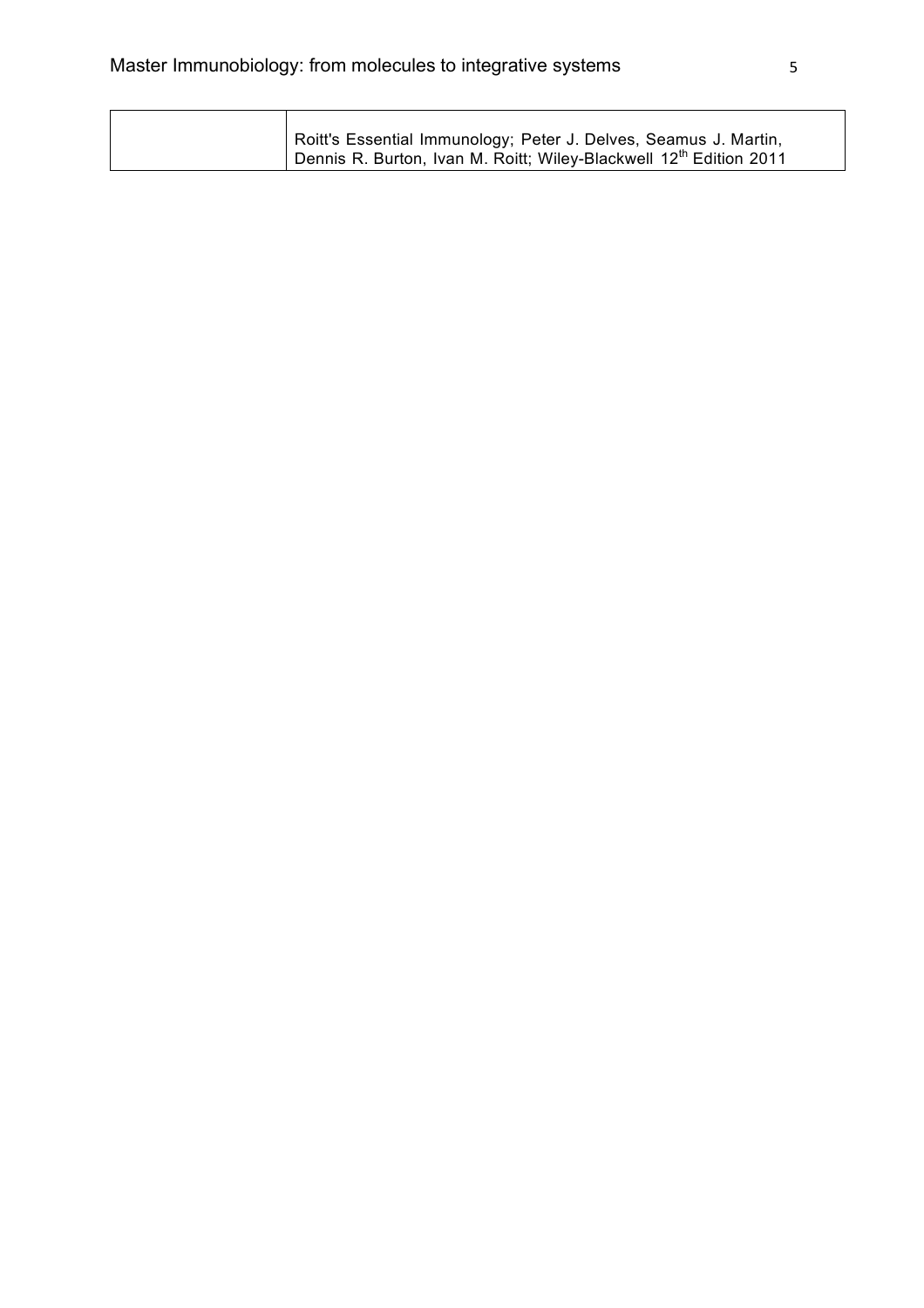|  | Roitt's Essential Immunology; Peter J. Delves, Seamus J. Martin, Dennis R. Burton, Ivan M. Roitt; Wiley-Blackwell 12th Edition 2011 |
|---|---|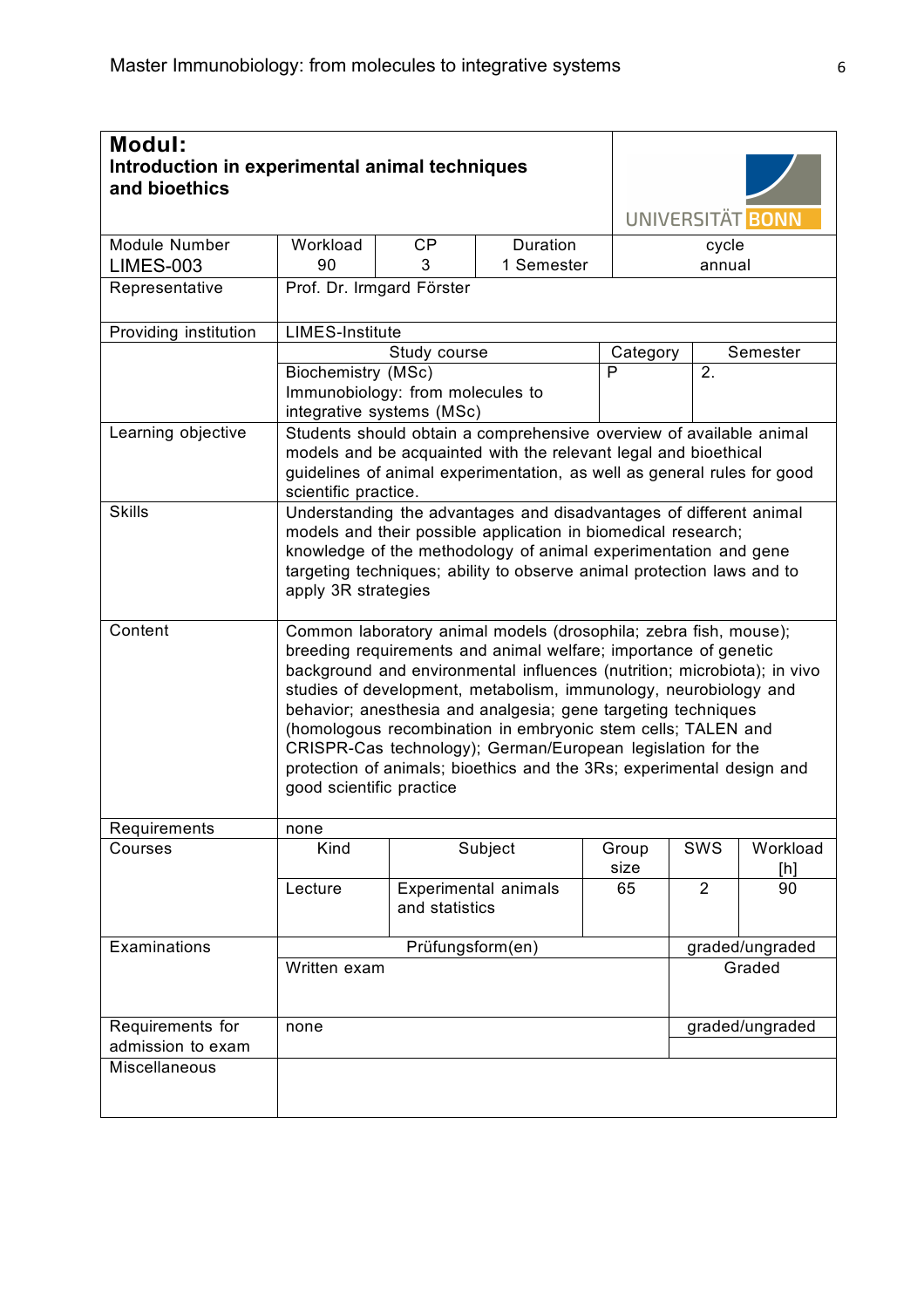| **Modul:** **Introduction in experimental animal techniques and bioethics** | | | | | | | UNIVERSITÄT BONN |
|---|---|---|---|---|---|---|---|
| Module Number LIMES-003 | Workload 90 | CP 3 | Duration 1 Semester | cycle annual | | | |
| Representative | Prof. Dr. Irmgard Förster | | | | | | |
| Providing institution | LIMES-Institute | | | | | | |
| | Study course | | | Category | | Semester | |
| | Biochemistry (MSc) Immunobiology: from molecules to integrative systems (MSc) | | | P | | 2. | |
| Learning objective | Students should obtain a comprehensive overview of available animal models and be acquainted with the relevant legal and bioethical guidelines of animal experimentation, as well as general rules for good scientific practice. | | | | | | |
| Skills | Understanding the advantages and disadvantages of different animal models and their possible application in biomedical research; knowledge of the methodology of animal experimentation and gene targeting techniques; ability to observe animal protection laws and to apply 3R strategies | | | | | | |
| Content | Common laboratory animal models (drosophila; zebra fish, mouse); breeding requirements and animal welfare; importance of genetic background and environmental influences (nutrition; microbiota); in vivo studies of development, metabolism, immunology, neurobiology and behavior; anesthesia and analgesia; gene targeting techniques (homologous recombination in embryonic stem cells; TALEN and CRISPR-Cas technology); German/European legislation for the protection of animals; bioethics and the 3Rs; experimental design and good scientific practice | | | | | | |
| Requirements | none | | | | | | |
| Courses | Kind | Subject | | Group size | | SWS | Workload [h] |
| | Lecture | Experimental animals and statistics | | 65 | | 2 | 90 |
| Examinations | Prüfungsform(en) | | | | | graded/ungraded | |
| | Written exam | | | | | Graded | |
| Requirements for admission to exam | none | | | | | graded/ungraded | |
| Miscellaneous | | | | | | | |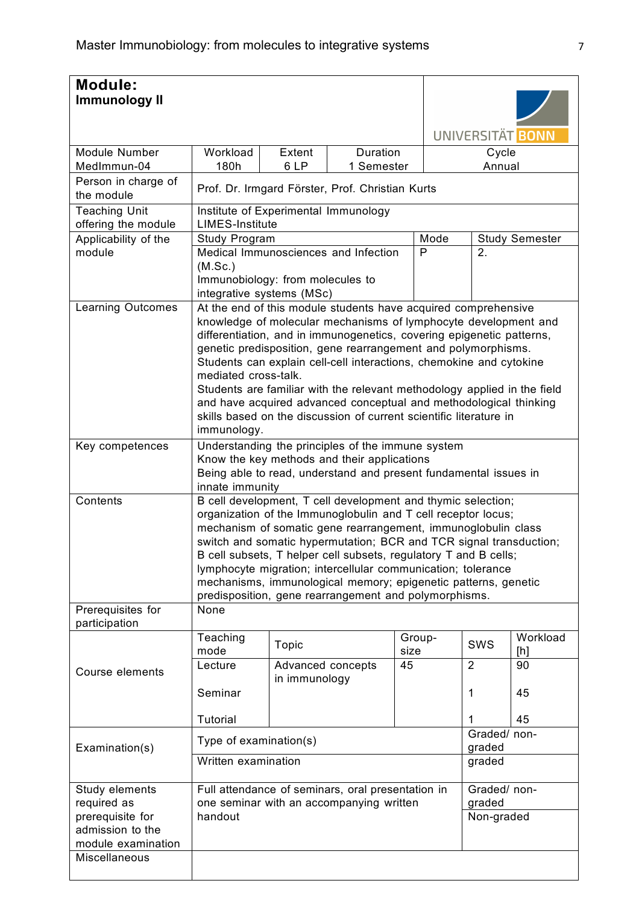| **Module:** **Immunology II** | | | | |
|---|---|---|---|---|
| Module Number MedImmun-04 | Workload 180h | Extent 6 LP | Duration 1 Semester | Cycle Annual |
| Person in charge of the module | Prof. Dr. Irmgard Förster, Prof. Christian Kurts | | | |
| Teaching Unit offering the module | Institute of Experimental Immunology LIMES-Institute | | | |

| Applicability of the module | Study Program | Mode | Study Semester |
|---|---|---|---|
| | Medical Immunosciences and Infection (M.Sc.) Immunobiology: from molecules to integrative systems (MSc) | P | 2. |

| | |
|---|---|
| Learning Outcomes | At the end of this module students have acquired comprehensive knowledge of molecular mechanisms of lymphocyte development and differentiation, and in immunogenetics, covering epigenetic patterns, genetic predisposition, gene rearrangement and polymorphisms. Students can explain cell-cell interactions, chemokine and cytokine mediated cross-talk. Students are familiar with the relevant methodology applied in the field and have acquired advanced conceptual and methodological thinking skills based on the discussion of current scientific literature in immunology. |
| Key competences | Understanding the principles of the immune system<br>Know the key methods and their applications<br>Being able to read, understand and present fundamental issues in innate immunity |
| Contents | B cell development, T cell development and thymic selection; organization of the Immunoglobulin and T cell receptor locus; mechanism of somatic gene rearrangement, immunoglobulin class switch and somatic hypermutation; BCR and TCR signal transduction; B cell subsets, T helper cell subsets, regulatory T and B cells; lymphocyte migration; intercellular communication; tolerance mechanisms, immunological memory; epigenetic patterns, genetic predisposition, gene rearrangement and polymorphisms. |
| Prerequisites for participation | None |

| Course elements | Teaching mode | Topic | Group-size | SWS | Workload [h] |
|---|---|---|---|---|---|
| | Lecture | Advanced concepts in immunology | 45 | 2 | 90 |
| | Seminar | | | 1 | 45 |
| | Tutorial | | | 1 | 45 |

| Examination(s) | Type of examination(s) | Graded/ non-graded |
|---|---|---|
| | Written examination | graded |
| Study elements required as prerequisite for admission to the module examination | Full attendance of seminars, oral presentation in one seminar with an accompanying written handout | Graded/ non-graded<br>Non-graded |
| Miscellaneous | | |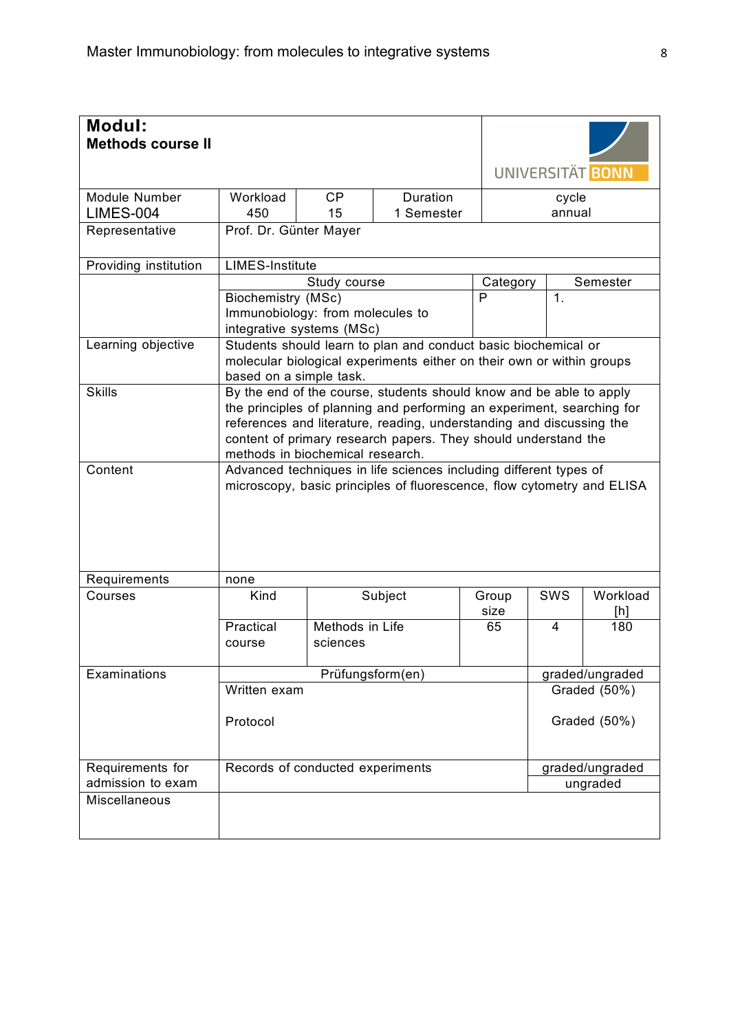**Modul:**
**Methods course II**

UNIVERSITÄT BONN

| Module Number | Workload | CP | Duration | cycle |
|---|---|---|---|---|
| LIMES-004 | 450 | 15 | 1 Semester | annual |

| | | | |
|---|---|---|---|
| Representative | Prof. Dr. Günter Mayer | | |
| Providing institution | LIMES-Institute | | |
| | Study course | Category | Semester |
| | Biochemistry (MSc)<br>Immunobiology: from molecules to integrative systems (MSc) | P | 1. |
| Learning objective | Students should learn to plan and conduct basic biochemical or molecular biological experiments either on their own or within groups based on a simple task. | | |
| Skills | By the end of the course, students should know and be able to apply the principles of planning and performing an experiment, searching for references and literature, reading, understanding and discussing the content of primary research papers. They should understand the methods in biochemical research. | | |
| Content | Advanced techniques in life sciences including different types of microscopy, basic principles of fluorescence, flow cytometry and ELISA | | |
| Requirements | none | | |

| Courses | Kind | Subject | Group size | SWS | Workload [h] |
|---|---|---|---|---|---|
| | Practical course | Methods in Life sciences | 65 | 4 | 180 |

| Examinations | Prüfungsform(en) | graded/ungraded |
|---|---|---|
| | Written exam | Graded (50%) |
| | Protocol | Graded (50%) |
| Requirements for admission to exam | Records of conducted experiments | graded/ungraded |
| | | ungraded |
| Miscellaneous | | |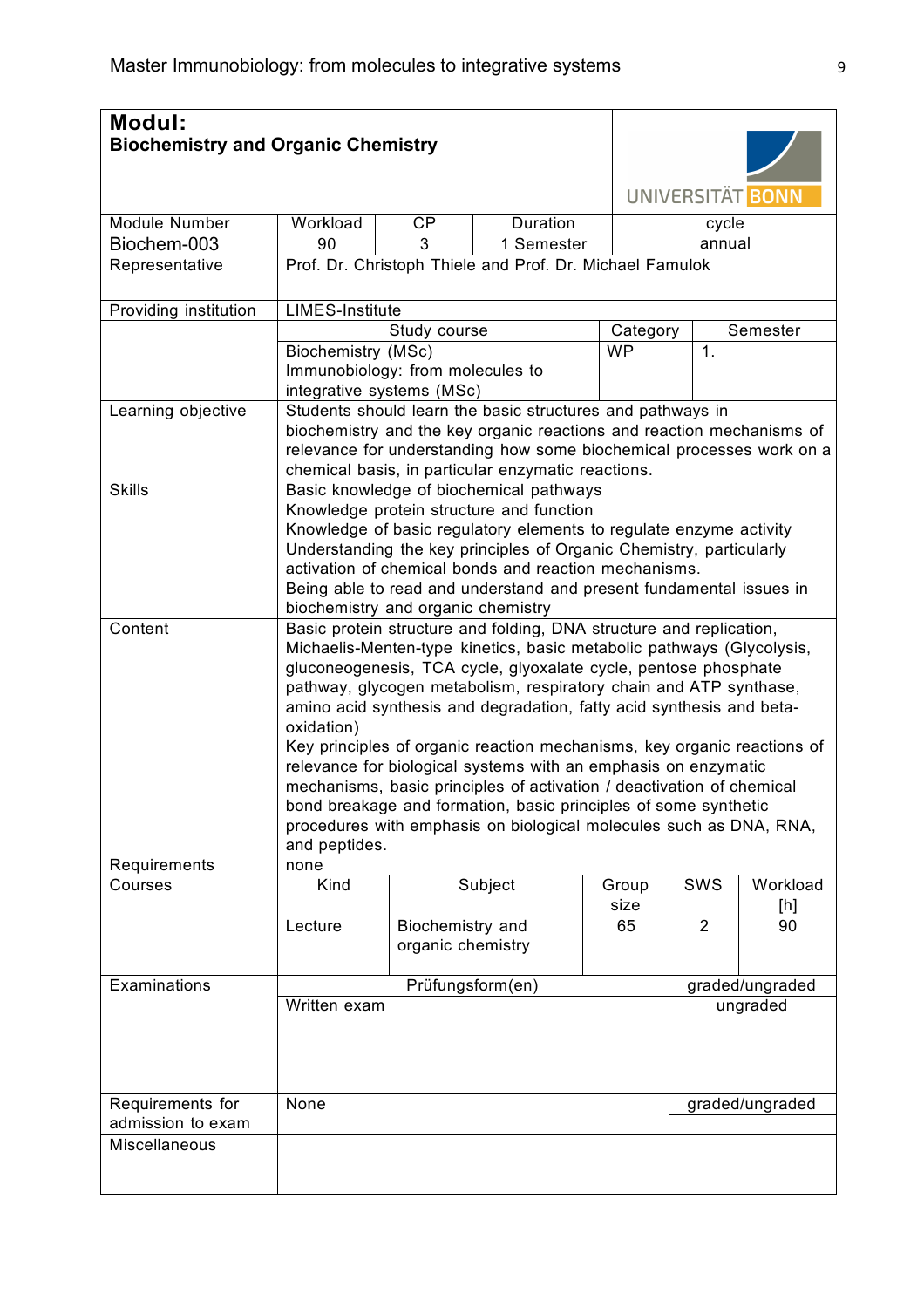# Modul:
## Biochemistry and Organic Chemistry

| Module Number | Workload | CP | Duration | cycle |
|---|---|---|---|---|
| Biochem-003 | 90 | 3 | 1 Semester | annual |

| | | | |
|---|---|---|---|
| Representative | Prof. Dr. Christoph Thiele and Prof. Dr. Michael Famulok | | |
| Providing institution | LIMES-Institute | | |
| | Study course | Category | Semester |
| | Biochemistry (MSc)<br>Immunobiology: from molecules to integrative systems (MSc) | WP | 1. |
| Learning objective | Students should learn the basic structures and pathways in biochemistry and the key organic reactions and reaction mechanisms of relevance for understanding how some biochemical processes work on a chemical basis, in particular enzymatic reactions. | | |
| Skills | Basic knowledge of biochemical pathways<br>Knowledge protein structure and function<br>Knowledge of basic regulatory elements to regulate enzyme activity<br>Understanding the key principles of Organic Chemistry, particularly activation of chemical bonds and reaction mechanisms.<br>Being able to read and understand and present fundamental issues in biochemistry and organic chemistry | | |
| Content | Basic protein structure and folding, DNA structure and replication, Michaelis-Menten-type kinetics, basic metabolic pathways (Glycolysis, gluconeogenesis, TCA cycle, glyoxalate cycle, pentose phosphate pathway, glycogen metabolism, respiratory chain and ATP synthase, amino acid synthesis and degradation, fatty acid synthesis and beta-oxidation)<br>Key principles of organic reaction mechanisms, key organic reactions of relevance for biological systems with an emphasis on enzymatic mechanisms, basic principles of activation / deactivation of chemical bond breakage and formation, basic principles of some synthetic procedures with emphasis on biological molecules such as DNA, RNA, and peptides. | | |
| Requirements | none | | |

| Courses | Kind | Subject | Group size | SWS | Workload [h] |
|---|---|---|---|---|---|
| | Lecture | Biochemistry and organic chemistry | 65 | 2 | 90 |

| Examinations | Prüfungsform(en) | graded/ungraded |
|---|---|---|
| | Written exam | ungraded |
| Requirements for admission to exam | None | graded/ungraded |
| Miscellaneous | | |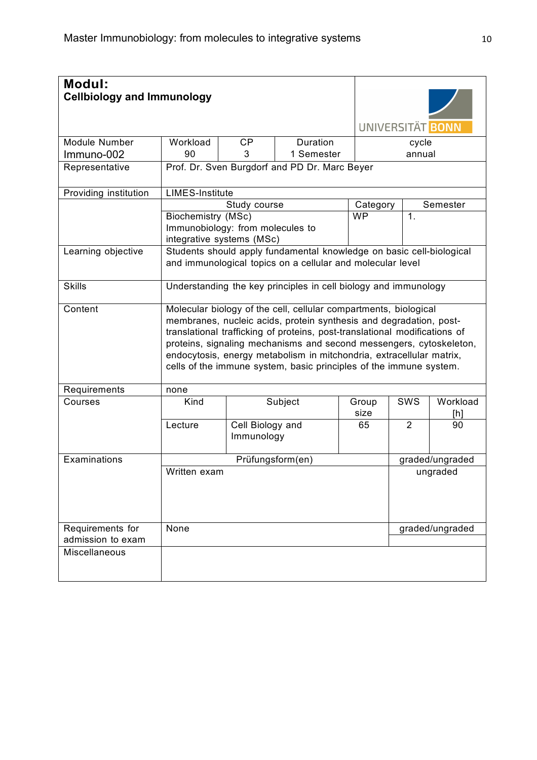| **Modul:** **Cellbiology and Immunology** | | | | | | | | UNIVERSITÄT BONN |
|---|---|---|---|---|---|---|---|---|
| Module Number Immuno-002 | Workload 90 | | CP 3 | Duration 1 Semester | | | cycle annual | |
| Representative | Prof. Dr. Sven Burgdorf and PD Dr. Marc Beyer | | | | | | | |
| Providing institution | LIMES-Institute | | | | | | | |
| | Study course | | | | Category | | Semester | |
| | Biochemistry (MSc) Immunobiology: from molecules to integrative systems (MSc) | | | | WP | | 1. | |
| Learning objective | Students should apply fundamental knowledge on basic cell-biological and immunological topics on a cellular and molecular level | | | | | | | |
| Skills | Understanding the key principles in cell biology and immunology | | | | | | | |
| Content | Molecular biology of the cell, cellular compartments, biological membranes, nucleic acids, protein synthesis and degradation, post-translational trafficking of proteins, post-translational modifications of proteins, signaling mechanisms and second messengers, cytoskeleton, endocytosis, energy metabolism in mitchondria, extracellular matrix, cells of the immune system, basic principles of the immune system. | | | | | | | |
| Requirements | none | | | | | | | |
| Courses | Kind | Subject | | | Group size | SWS | Workload [h] | |
| | Lecture | Cell Biology and Immunology | | | 65 | 2 | 90 | |
| Examinations | Prüfungsform(en) | | | | | graded/ungraded | | |
| | Written exam | | | | | ungraded | | |
| Requirements for admission to exam | None | | | | | graded/ungraded | | |
| Miscellaneous | | | | | | | | |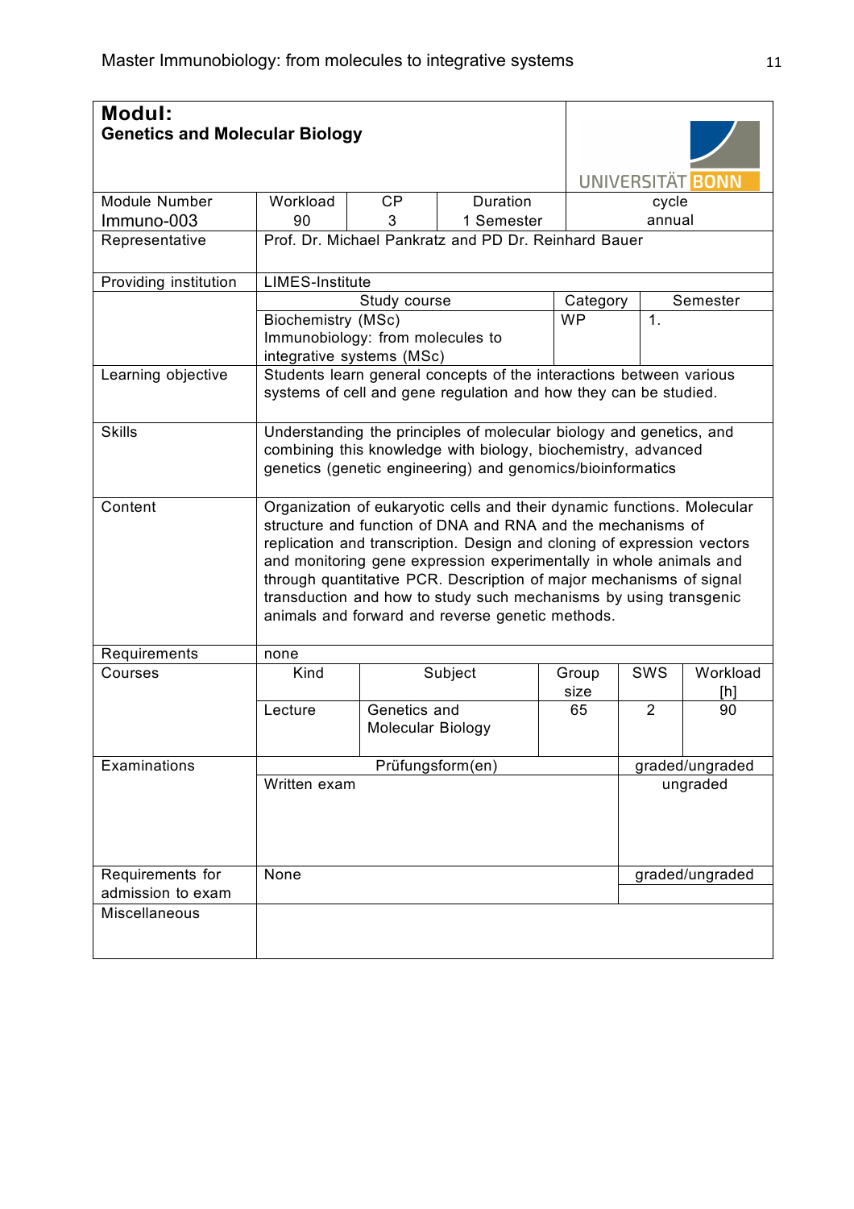# Modul:
## Genetics and Molecular Biology

| Module Number | Workload | CP | Duration | cycle |
|---|---|---|---|---|
| Immuno-003 | 90 | 3 | 1 Semester | annual |

| | | | | | |
|---|---|---|---|---|---|
| Representative | Prof. Dr. Michael Pankratz and PD Dr. Reinhard Bauer | | | | |
| Providing institution | LIMES-Institute | | | | |
| | Study course | | | Category | Semester |
| | Biochemistry (MSc)<br>Immunobiology: from molecules to integrative systems (MSc) | | | WP | 1. |
| Learning objective | Students learn general concepts of the interactions between various systems of cell and gene regulation and how they can be studied. | | | | |
| Skills | Understanding the principles of molecular biology and genetics, and combining this knowledge with biology, biochemistry, advanced genetics (genetic engineering) and genomics/bioinformatics | | | | |
| Content | Organization of eukaryotic cells and their dynamic functions. Molecular structure and function of DNA and RNA and the mechanisms of replication and transcription. Design and cloning of expression vectors and monitoring gene expression experimentally in whole animals and through quantitative PCR. Description of major mechanisms of signal transduction and how to study such mechanisms by using transgenic animals and forward and reverse genetic methods. | | | | |
| Requirements | none | | | | |

| Courses | Kind | Subject | Group size | SWS | Workload [h] |
|---|---|---|---|---|---|
| | Lecture | Genetics and Molecular Biology | 65 | 2 | 90 |

| Examinations | Prüfungsform(en) | graded/ungraded |
|---|---|---|
| | Written exam | ungraded |
| Requirements for admission to exam | None | graded/ungraded |
| Miscellaneous | | |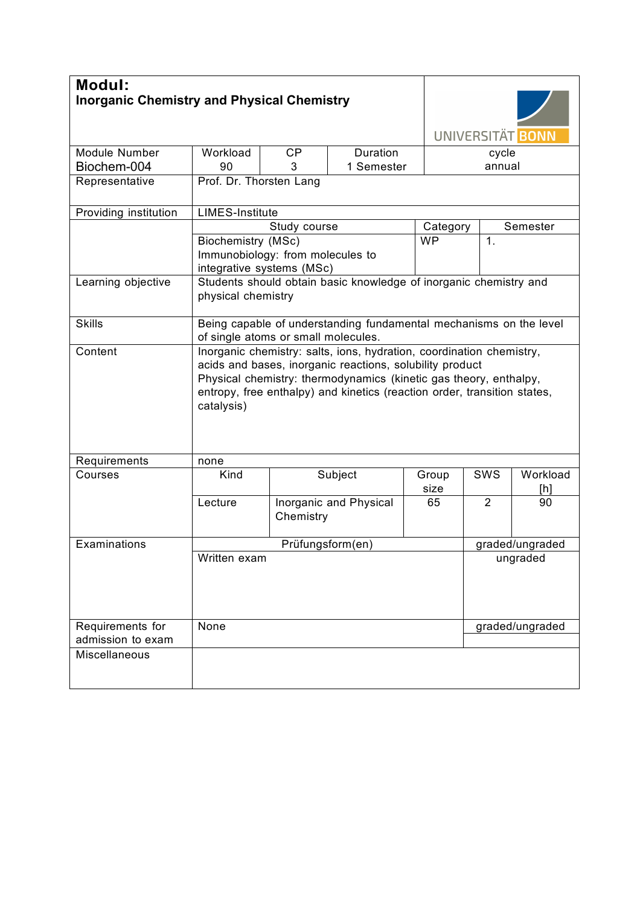# Modul:
## Inorganic Chemistry and Physical Chemistry

UNIVERSITÄT BONN

| Module Number | Workload | CP | Duration | cycle |
|---|---|---|---|---|
| Biochem-004 | 90 | 3 | 1 Semester | annual |

| | |
|---|---|
| Representative | Prof. Dr. Thorsten Lang |
| Providing institution | LIMES-Institute |

| | Study course | Category | Semester |
|---|---|---|---|
| | Biochemistry (MSc)<br>Immunobiology: from molecules to integrative systems (MSc) | WP | 1. |

| | |
|---|---|
| Learning objective | Students should obtain basic knowledge of inorganic chemistry and physical chemistry |
| Skills | Being capable of understanding fundamental mechanisms on the level of single atoms or small molecules. |
| Content | Inorganic chemistry: salts, ions, hydration, coordination chemistry, acids and bases, inorganic reactions, solubility product<br>Physical chemistry: thermodynamics (kinetic gas theory, enthalpy, entropy, free enthalpy) and kinetics (reaction order, transition states, catalysis) |
| Requirements | none |

| Courses | Kind | Subject | Group size | SWS | Workload [h] |
|---|---|---|---|---|---|
| | Lecture | Inorganic and Physical Chemistry | 65 | 2 | 90 |

| Examinations | Prüfungsform(en) | graded/ungraded |
|---|---|---|
| | Written exam | ungraded |
| Requirements for admission to exam | None | graded/ungraded |
| Miscellaneous | | |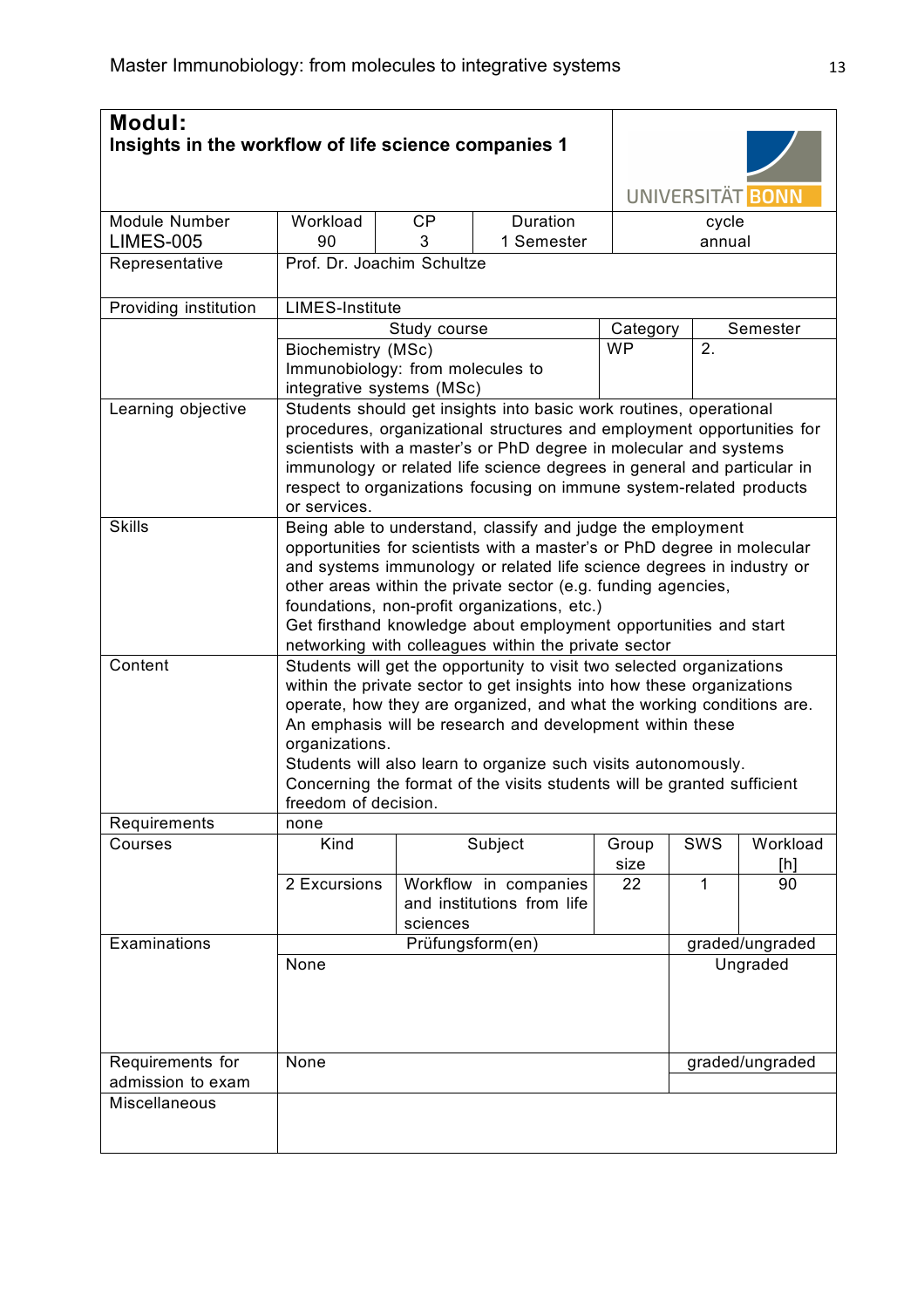**Modul:**
**Insights in the workflow of life science companies 1**

UNIVERSITÄT BONN

| Module Number | Workload | CP | Duration | cycle |
|---|---|---|---|---|
| LIMES-005 | 90 | 3 | 1 Semester | annual |

| | |
|---|---|
| Representative | Prof. Dr. Joachim Schultze |
| Providing institution | LIMES-Institute |

| | Study course | Category | Semester |
|---|---|---|---|
| | Biochemistry (MSc)<br>Immunobiology: from molecules to integrative systems (MSc) | WP | 2. |

| | |
|---|---|
| Learning objective | Students should get insights into basic work routines, operational procedures, organizational structures and employment opportunities for scientists with a master's or PhD degree in molecular and systems immunology or related life science degrees in general and particular in respect to organizations focusing on immune system-related products or services. |
| Skills | Being able to understand, classify and judge the employment opportunities for scientists with a master's or PhD degree in molecular and systems immunology or related life science degrees in industry or other areas within the private sector (e.g. funding agencies, foundations, non-profit organizations, etc.)<br>Get firsthand knowledge about employment opportunities and start networking with colleagues within the private sector |
| Content | Students will get the opportunity to visit two selected organizations within the private sector to get insights into how these organizations operate, how they are organized, and what the working conditions are. An emphasis will be research and development within these organizations.<br>Students will also learn to organize such visits autonomously.<br>Concerning the format of the visits students will be granted sufficient freedom of decision. |
| Requirements | none |

| Courses | Kind | Subject | Group size | SWS | Workload [h] |
|---|---|---|---|---|---|
| | 2 Excursions | Workflow in companies and institutions from life sciences | 22 | 1 | 90 |

| Examinations | Prüfungsform(en) | graded/ungraded |
|---|---|---|
| | None | Ungraded |
| Requirements for admission to exam | None | graded/ungraded |
| Miscellaneous | | |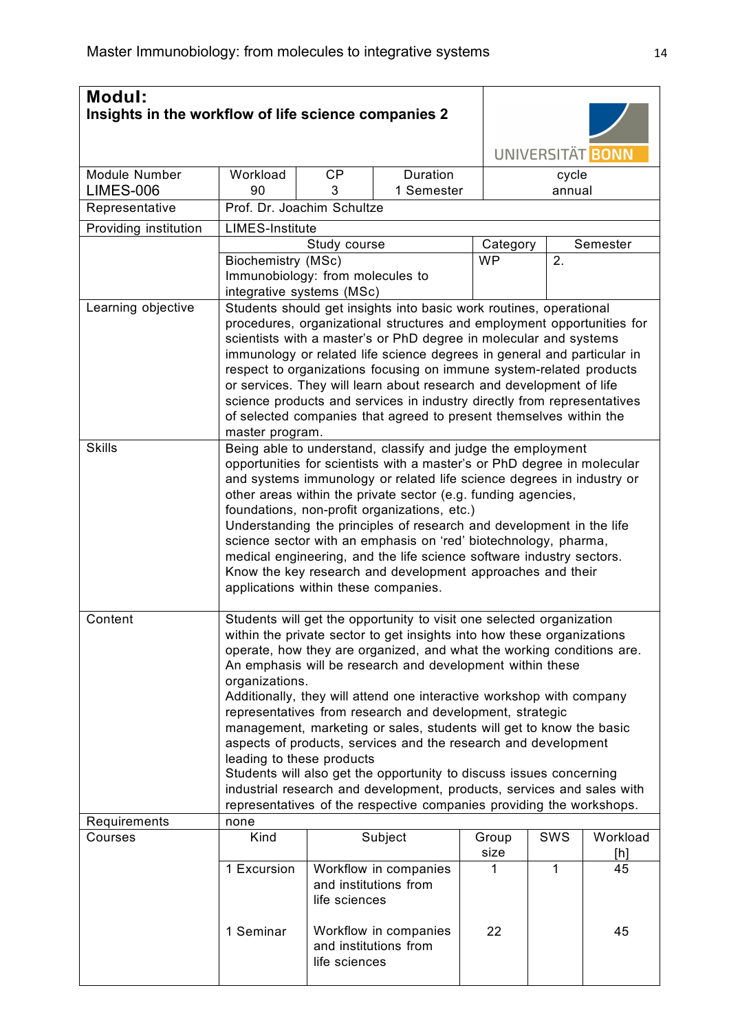# Modul: Insights in the workflow of life science companies 2

UNIVERSITÄT BONN

| Module Number | Workload | CP | Duration | cycle |
|---|---|---|---|---|
| LIMES-006 | 90 | 3 | 1 Semester | annual |

| | |
|---|---|
| Representative | Prof. Dr. Joachim Schultze |
| Providing institution | LIMES-Institute |

| Study course | Category | Semester |
|---|---|---|
| Biochemistry (MSc)<br>Immunobiology: from molecules to integrative systems (MSc) | WP | 2. |

| | |
|---|---|
| Learning objective | Students should get insights into basic work routines, operational procedures, organizational structures and employment opportunities for scientists with a master's or PhD degree in molecular and systems immunology or related life science degrees in general and particular in respect to organizations focusing on immune system-related products or services. They will learn about research and development of life science products and services in industry directly from representatives of selected companies that agreed to present themselves within the master program. |
| Skills | Being able to understand, classify and judge the employment opportunities for scientists with a master's or PhD degree in molecular and systems immunology or related life science degrees in industry or other areas within the private sector (e.g. funding agencies, foundations, non-profit organizations, etc.)<br>Understanding the principles of research and development in the life science sector with an emphasis on 'red' biotechnology, pharma, medical engineering, and the life science software industry sectors.<br>Know the key research and development approaches and their applications within these companies. |
| Content | Students will get the opportunity to visit one selected organization within the private sector to get insights into how these organizations operate, how they are organized, and what the working conditions are. An emphasis will be research and development within these organizations.<br>Additionally, they will attend one interactive workshop with company representatives from research and development, strategic management, marketing or sales, students will get to know the basic aspects of products, services and the research and development leading to these products<br>Students will also get the opportunity to discuss issues concerning industrial research and development, products, services and sales with representatives of the respective companies providing the workshops. |
| Requirements | none |

**Courses**

| Kind | Subject | Group size | SWS | Workload [h] |
|---|---|---|---|---|
| 1 Excursion | Workflow in companies and institutions from life sciences | 1 | 1 | 45 |
| 1 Seminar | Workflow in companies and institutions from life sciences | 22 | | 45 |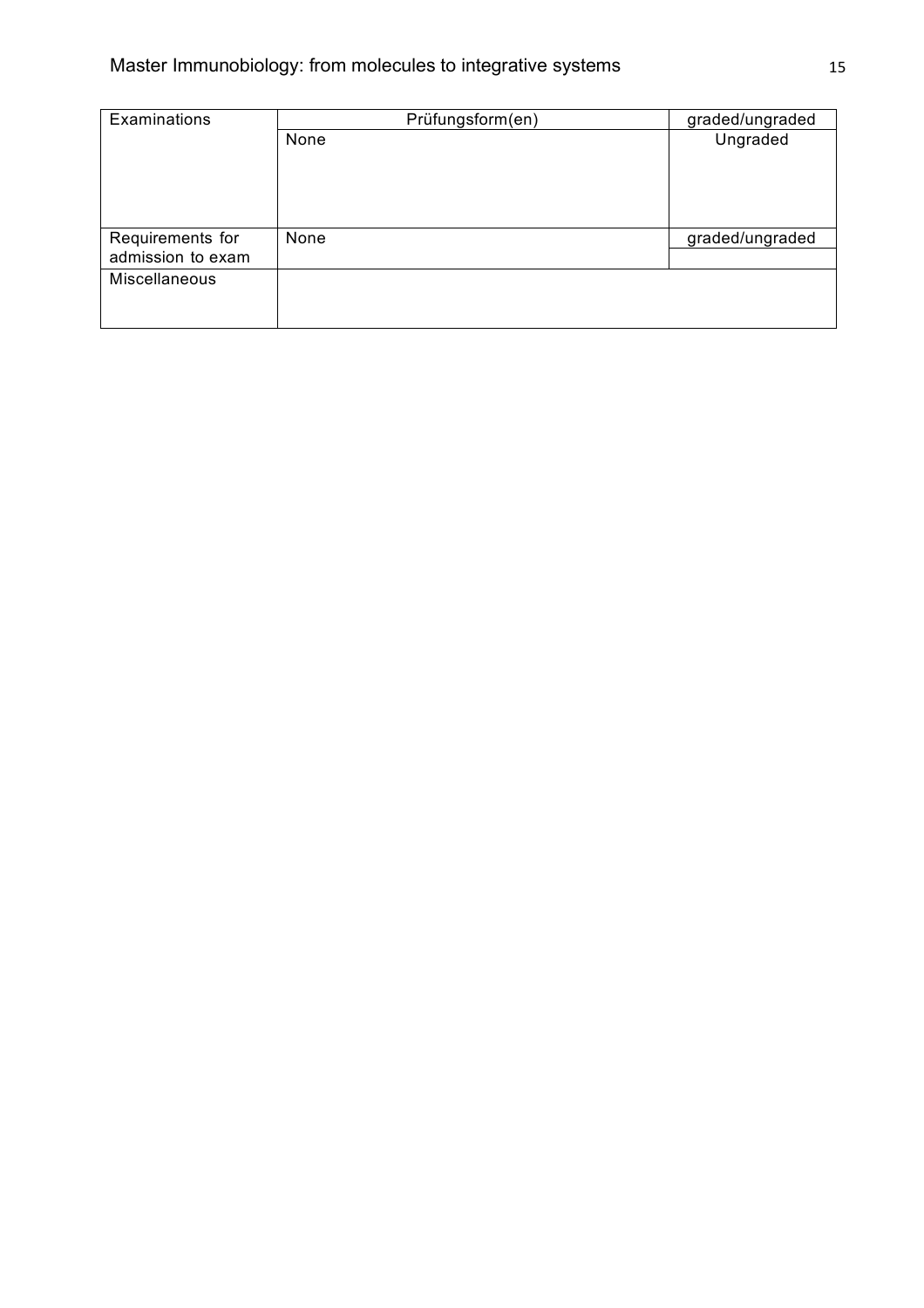| Examinations | Prüfungsform(en) | graded/ungraded |
|---|---|---|
| | None | Ungraded |
| Requirements for admission to exam | None | graded/ungraded |
| | | |
| Miscellaneous | | |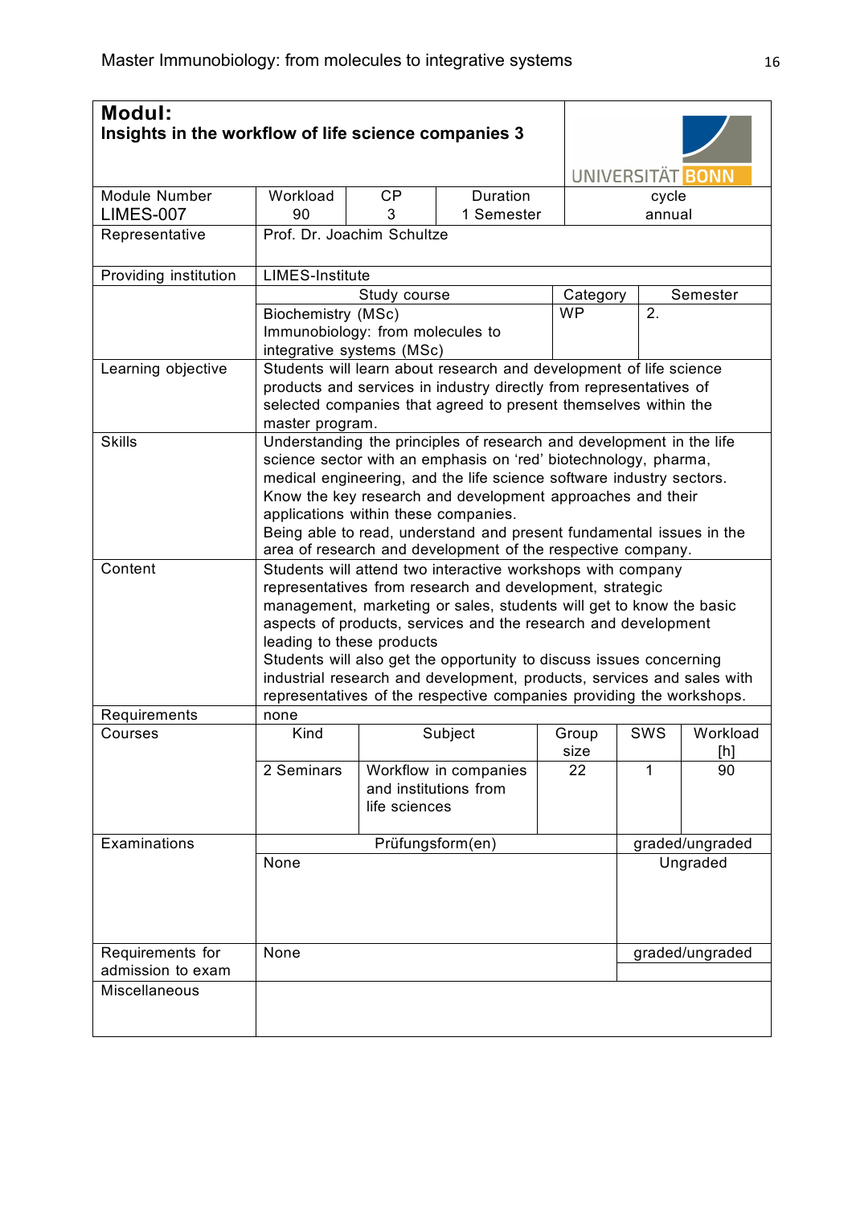| **Modul:** **Insights in the workflow of life science companies 3** | | | | | | |
|---|---|---|---|---|---|---|
| Module Number LIMES-007 | Workload 90 | CP 3 | Duration 1 Semester | cycle annual | | |
| Representative | Prof. Dr. Joachim Schultze | | | | | |
| Providing institution | LIMES-Institute | | | | | |
| | Study course | | | Category | Semester | |
| | Biochemistry (MSc) Immunobiology: from molecules to integrative systems (MSc) | | | WP | 2. | |
| Learning objective | Students will learn about research and development of life science products and services in industry directly from representatives of selected companies that agreed to present themselves within the master program. | | | | | |
| Skills | Understanding the principles of research and development in the life science sector with an emphasis on 'red' biotechnology, pharma, medical engineering, and the life science software industry sectors. Know the key research and development approaches and their applications within these companies. Being able to read, understand and present fundamental issues in the area of research and development of the respective company. | | | | | |
| Content | Students will attend two interactive workshops with company representatives from research and development, strategic management, marketing or sales, students will get to know the basic aspects of products, services and the research and development leading to these products Students will also get the opportunity to discuss issues concerning industrial research and development, products, services and sales with representatives of the respective companies providing the workshops. | | | | | |
| Requirements | none | | | | | |
| Courses | Kind | Subject | | Group size | SWS | Workload [h] |
| | 2 Seminars | Workflow in companies and institutions from life sciences | | 22 | 1 | 90 |
| Examinations | Prüfungsform(en) | | | | graded/ungraded | |
| | None | | | | Ungraded | |
| Requirements for admission to exam | None | | | | graded/ungraded | |
| Miscellaneous | | | | | | |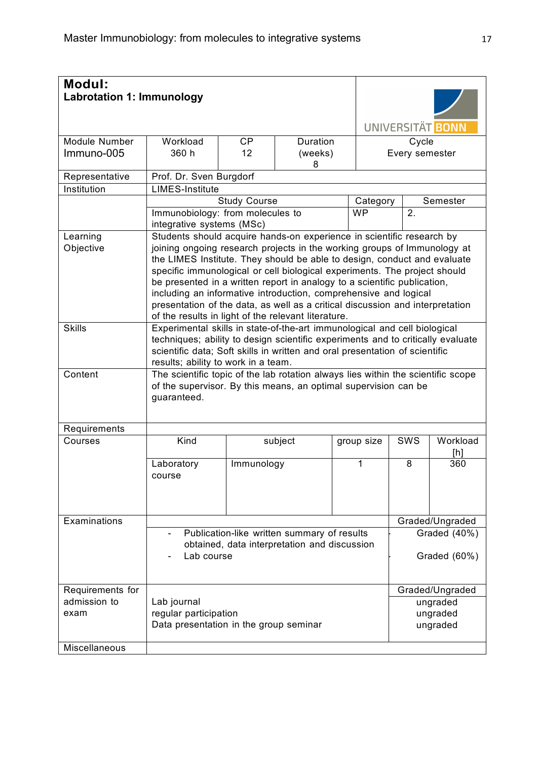# Modul:
## Labrotation 1: Immunology

| Module Number | Workload | CP | Duration (weeks) | Cycle |
|---|---|---|---|---|
| Immuno-005 | 360 h | 12 | 8 | Every semester |

| | |
|---|---|
| Representative | Prof. Dr. Sven Burgdorf |
| Institution | LIMES-Institute |

| | Study Course | Category | Semester |
|---|---|---|---|
| | Immunobiology: from molecules to integrative systems (MSc) | WP | 2. |

| | |
|---|---|
| Learning Objective | Students should acquire hands-on experience in scientific research by joining ongoing research projects in the working groups of Immunology at the LIMES Institute. They should be able to design, conduct and evaluate specific immunological or cell biological experiments. The project should be presented in a written report in analogy to a scientific publication, including an informative introduction, comprehensive and logical presentation of the data, as well as a critical discussion and interpretation of the results in light of the relevant literature. |
| Skills | Experimental skills in state-of-the-art immunological and cell biological techniques; ability to design scientific experiments and to critically evaluate scientific data; Soft skills in written and oral presentation of scientific results; ability to work in a team. |
| Content | The scientific topic of the lab rotation always lies within the scientific scope of the supervisor. By this means, an optimal supervision can be guaranteed. |
| Requirements | |

| Courses | Kind | subject | group size | SWS | Workload [h] |
|---|---|---|---|---|---|
| | Laboratory course | Immunology | 1 | 8 | 360 |

| Examinations | | Graded/Ungraded |
|---|---|---|
| | - Publication-like written summary of results obtained, data interpretation and discussion | Graded (40%) |
| | - Lab course | Graded (60%) |

| Requirements for admission to exam | | Graded/Ungraded |
|---|---|---|
| | Lab journal | ungraded |
| | regular participation | ungraded |
| | Data presentation in the group seminar | ungraded |

| | |
|---|---|
| Miscellaneous | |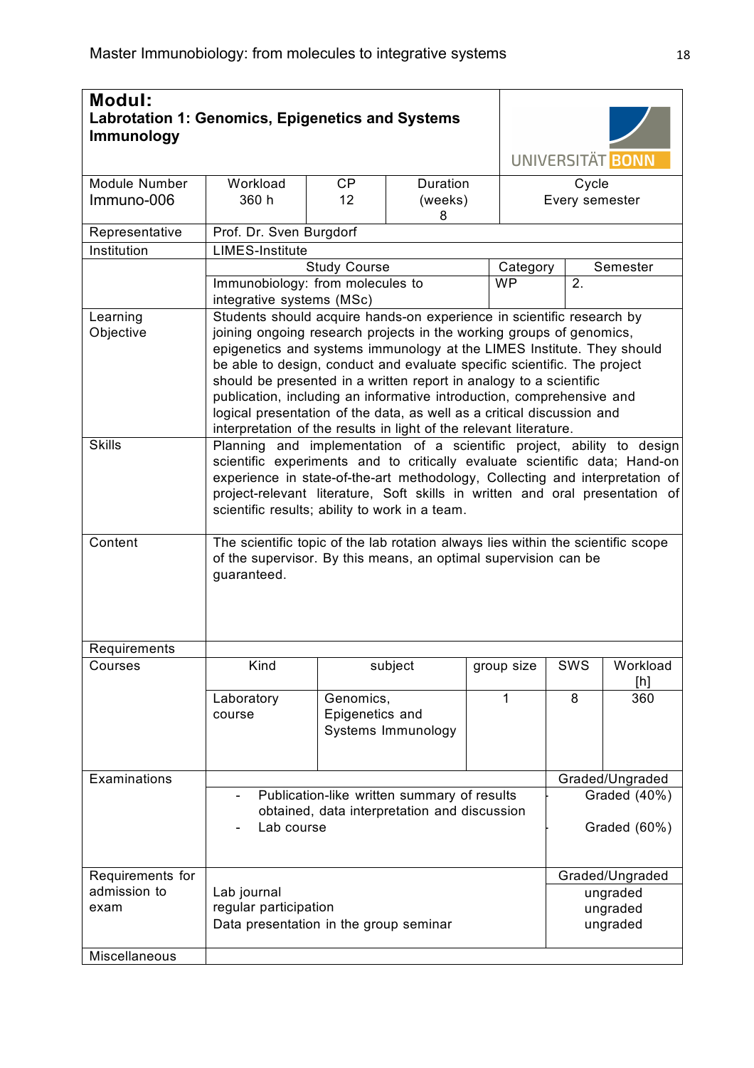## Modul:
## Labrotation 1: Genomics, Epigenetics and Systems Immunology

UNIVERSITÄT BONN

| Module Number | Workload | CP | Duration (weeks) | Cycle |
|---|---|---|---|---|
| Immuno-006 | 360 h | 12 | 8 | Every semester |

| | |
|---|---|
| Representative | Prof. Dr. Sven Burgdorf |
| Institution | LIMES-Institute |

| Study Course | Category | Semester |
|---|---|---|
| Immunobiology: from molecules to integrative systems (MSc) | WP | 2. |

**Learning Objective**

Students should acquire hands-on experience in scientific research by joining ongoing research projects in the working groups of genomics, epigenetics and systems immunology at the LIMES Institute. They should be able to design, conduct and evaluate specific scientific. The project should be presented in a written report in analogy to a scientific publication, including an informative introduction, comprehensive and logical presentation of the data, as well as a critical discussion and interpretation of the results in light of the relevant literature.

**Skills**

Planning and implementation of a scientific project, ability to design scientific experiments and to critically evaluate scientific data; Hand-on experience in state-of-the-art methodology, Collecting and interpretation of project-relevant literature, Soft skills in written and oral presentation of scientific results; ability to work in a team.

**Content**

The scientific topic of the lab rotation always lies within the scientific scope of the supervisor. By this means, an optimal supervision can be guaranteed.

**Requirements**

**Courses**

| Kind | subject | group size | SWS | Workload [h] |
|---|---|---|---|---|
| Laboratory course | Genomics, Epigenetics and Systems Immunology | 1 | 8 | 360 |

**Examinations**

| | Graded/Ungraded |
|---|---|
| - Publication-like written summary of results obtained, data interpretation and discussion | Graded (40%) |
| - Lab course | Graded (60%) |

**Requirements for admission to exam**

| | Graded/Ungraded |
|---|---|
| Lab journal | ungraded |
| regular participation | ungraded |
| Data presentation in the group seminar | ungraded |

**Miscellaneous**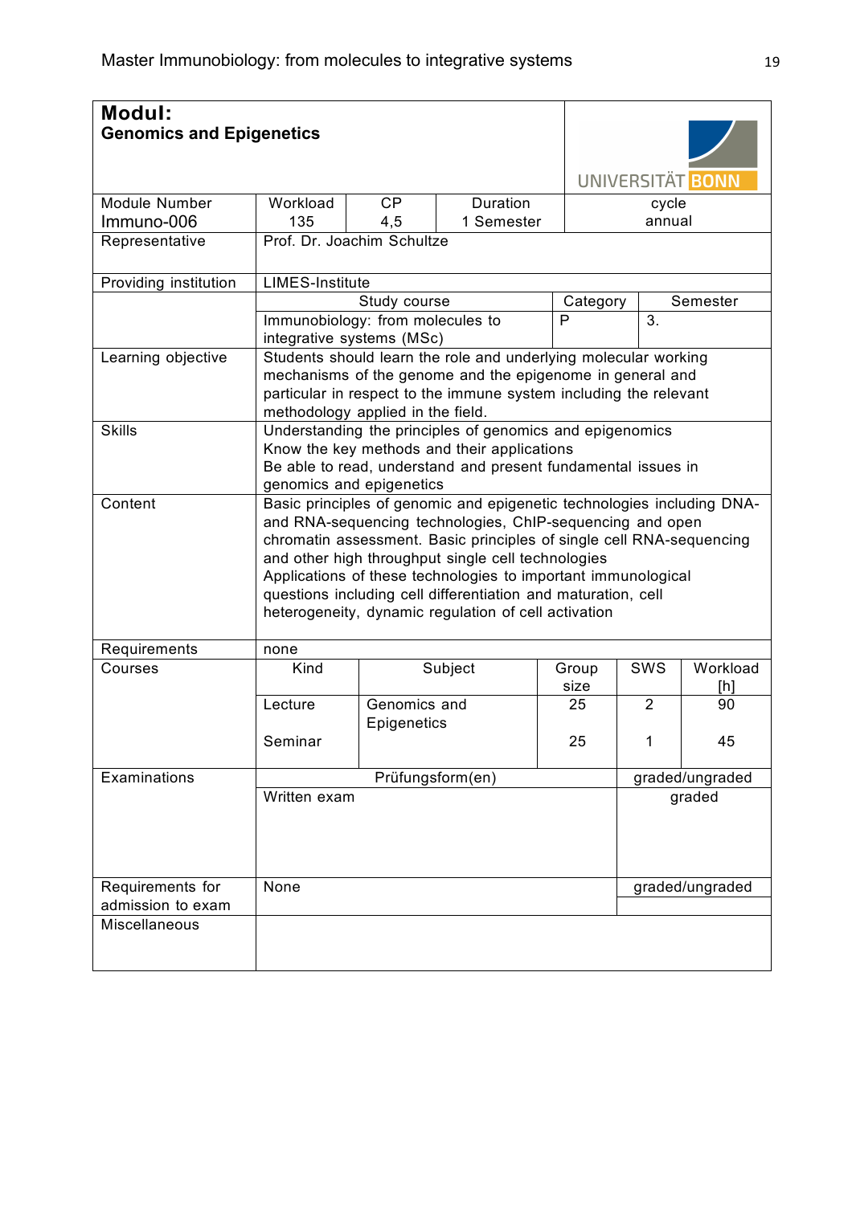# Modul:
## Genomics and Epigenetics

UNIVERSITÄT BONN

| Module Number | Workload | CP | Duration | cycle |
|---|---|---|---|---|
| Immuno-006 | 135 | 4,5 | 1 Semester | annual |

| | | | |
|---|---|---|---|
| Representative | Prof. Dr. Joachim Schultze | | |
| Providing institution | LIMES-Institute | | |
| | Study course | Category | Semester |
| | Immunobiology: from molecules to integrative systems (MSc) | P | 3. |
| Learning objective | Students should learn the role and underlying molecular working mechanisms of the genome and the epigenome in general and particular in respect to the immune system including the relevant methodology applied in the field. | | |
| Skills | Understanding the principles of genomics and epigenomics<br>Know the key methods and their applications<br>Be able to read, understand and present fundamental issues in genomics and epigenetics | | |
| Content | Basic principles of genomic and epigenetic technologies including DNA- and RNA-sequencing technologies, ChIP-sequencing and open chromatin assessment. Basic principles of single cell RNA-sequencing and other high throughput single cell technologies<br>Applications of these technologies to important immunological questions including cell differentiation and maturation, cell heterogeneity, dynamic regulation of cell activation | | |
| Requirements | none | | |

| Courses | Kind | Subject | Group size | SWS | Workload [h] |
|---|---|---|---|---|---|
| | Lecture | Genomics and Epigenetics | 25 | 2 | 90 |
| | Seminar | | 25 | 1 | 45 |

| | | |
|---|---|---|
| Examinations | Prüfungsform(en) | graded/ungraded |
| | Written exam | graded |
| Requirements for admission to exam | None | graded/ungraded |
| Miscellaneous | | |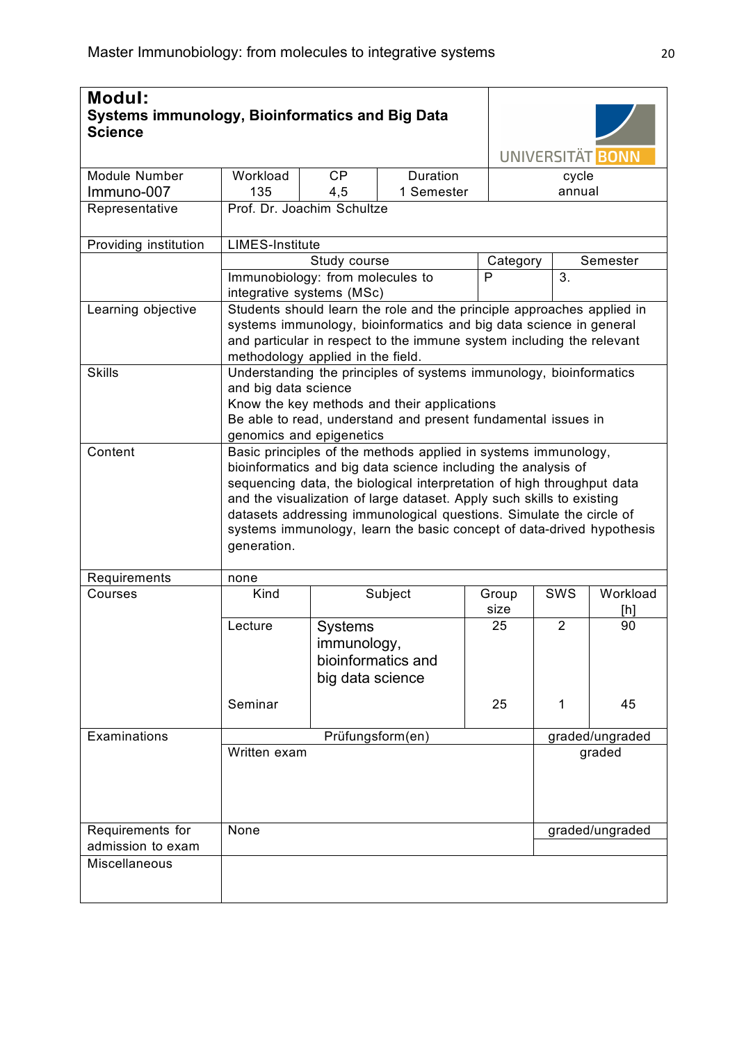# Modul:
## Systems immunology, Bioinformatics and Big Data Science

| Module Number | Workload | CP | Duration | cycle |
|---|---|---|---|---|
| Immuno-007 | 135 | 4,5 | 1 Semester | annual |

| | | | |
|---|---|---|---|
| Representative | Prof. Dr. Joachim Schultze | | |
| Providing institution | LIMES-Institute | | |
| | Study course | Category | Semester |
| | Immunobiology: from molecules to integrative systems (MSc) | P | 3. |
| Learning objective | Students should learn the role and the principle approaches applied in systems immunology, bioinformatics and big data science in general and particular in respect to the immune system including the relevant methodology applied in the field. | | |
| Skills | Understanding the principles of systems immunology, bioinformatics and big data science<br>Know the key methods and their applications<br>Be able to read, understand and present fundamental issues in genomics and epigenetics | | |
| Content | Basic principles of the methods applied in systems immunology, bioinformatics and big data science including the analysis of sequencing data, the biological interpretation of high throughput data and the visualization of large dataset. Apply such skills to existing datasets addressing immunological questions. Simulate the circle of systems immunology, learn the basic concept of data-drived hypothesis generation. | | |
| Requirements | none | | |

| Courses | Kind | Subject | Group size | SWS | Workload [h] |
|---|---|---|---|---|---|
| | Lecture | Systems immunology, bioinformatics and big data science | 25 | 2 | 90 |
| | Seminar | | 25 | 1 | 45 |

| | | |
|---|---|---|
| Examinations | Prüfungsform(en) | graded/ungraded |
| | Written exam | graded |
| Requirements for admission to exam | None | graded/ungraded |
| Miscellaneous | | |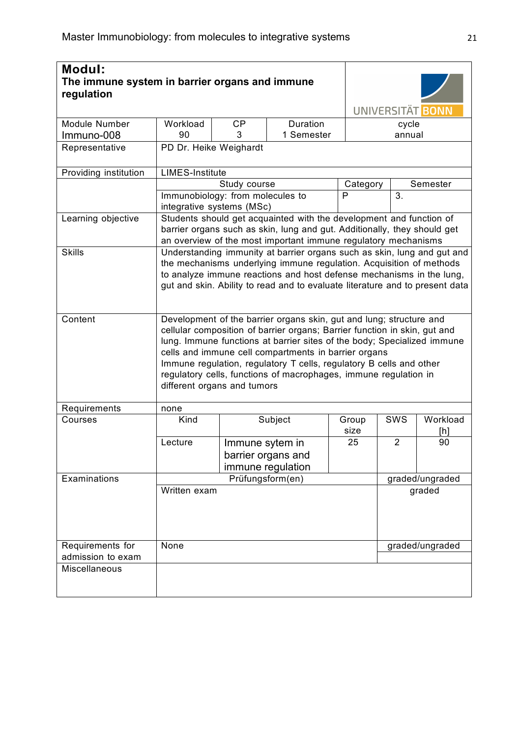## Modul:

### The immune system in barrier organs and immune regulation

| Module Number | Workload | CP | Duration | cycle |
|---|---|---|---|---|
| Immuno-008 | 90 | 3 | 1 Semester | annual |

| | | | |
|---|---|---|---|
| Representative | PD Dr. Heike Weighardt | | |
| Providing institution | LIMES-Institute | | |
| | Study course | Category | Semester |
| | Immunobiology: from molecules to integrative systems (MSc) | P | 3. |
| Learning objective | Students should get acquainted with the development and function of barrier organs such as skin, lung and gut. Additionally, they should get an overview of the most important immune regulatory mechanisms | | |
| Skills | Understanding immunity at barrier organs such as skin, lung and gut and the mechanisms underlying immune regulation. Acquisition of methods to analyze immune reactions and host defense mechanisms in the lung, gut and skin. Ability to read and to evaluate literature and to present data | | |
| Content | Development of the barrier organs skin, gut and lung; structure and cellular composition of barrier organs; Barrier function in skin, gut and lung. Immune functions at barrier sites of the body; Specialized immune cells and immune cell compartments in barrier organs<br>Immune regulation, regulatory T cells, regulatory B cells and other regulatory cells, functions of macrophages, immune regulation in different organs and tumors | | |
| Requirements | none | | |

| Courses | Kind | Subject | Group size | SWS | Workload [h] |
|---|---|---|---|---|---|
| | Lecture | Immune sytem in barrier organs and immune regulation | 25 | 2 | 90 |

| | | |
|---|---|---|
| Examinations | Prüfungsform(en) | graded/ungraded |
| | Written exam | graded |
| Requirements for admission to exam | None | graded/ungraded |
| Miscellaneous | | |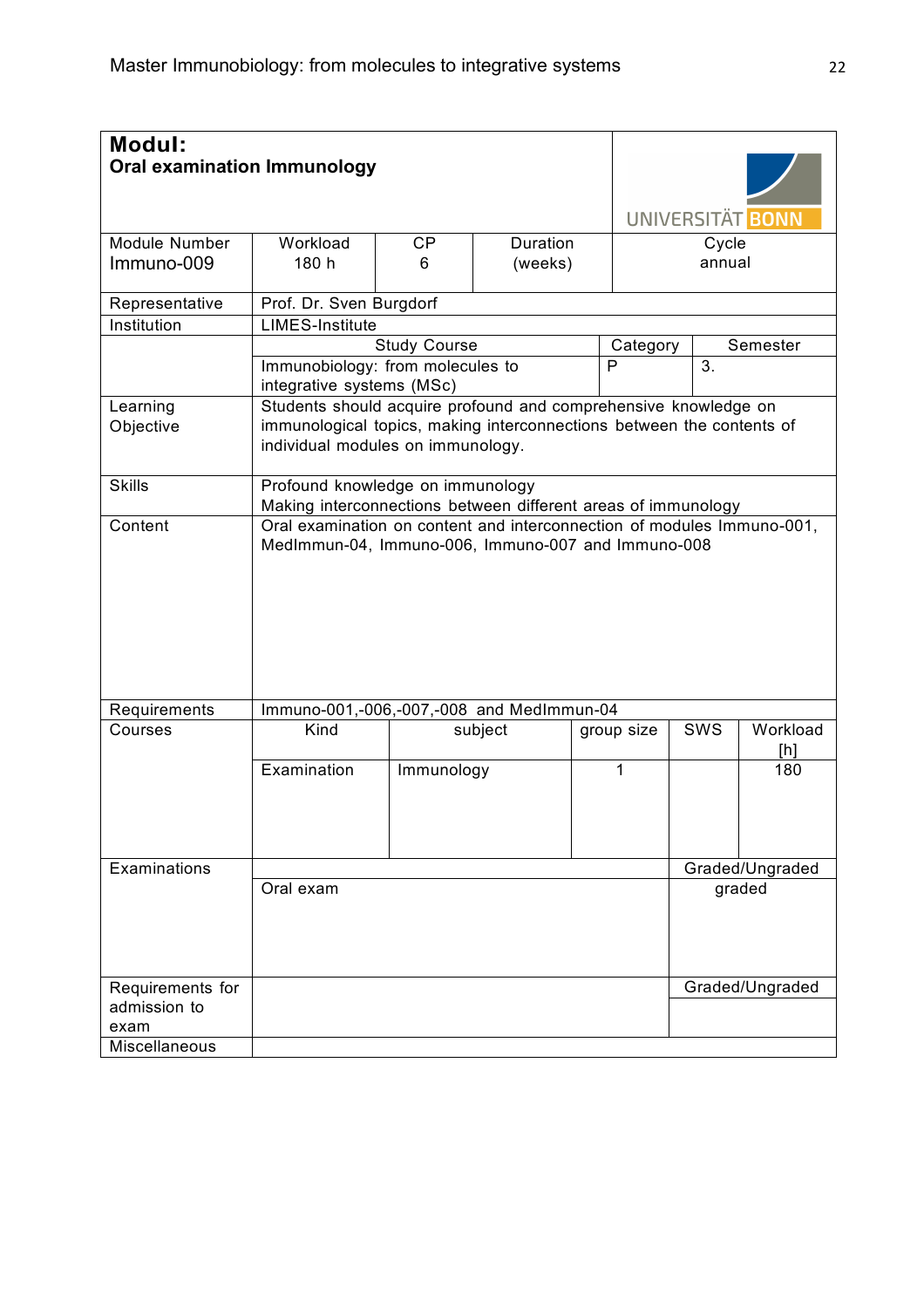**Modul:**
**Oral examination Immunology**

UNIVERSITÄT BONN

| Module Number | Workload | CP | Duration (weeks) | Cycle |
|---|---|---|---|---|
| Immuno-009 | 180 h | 6 | | annual |

| | | | |
|---|---|---|---|
| Representative | Prof. Dr. Sven Burgdorf | | |
| Institution | LIMES-Institute | | |
| | Study Course | Category | Semester |
| | Immunobiology: from molecules to integrative systems (MSc) | P | 3. |
| Learning Objective | Students should acquire profound and comprehensive knowledge on immunological topics, making interconnections between the contents of individual modules on immunology. | | |
| Skills | Profound knowledge on immunology<br>Making interconnections between different areas of immunology | | |
| Content | Oral examination on content and interconnection of modules Immuno-001, MedImmun-04, Immuno-006, Immuno-007 and Immuno-008 | | |
| Requirements | Immuno-001,-006,-007,-008 and MedImmun-04 | | |

| Courses | Kind | subject | group size | SWS | Workload [h] |
|---|---|---|---|---|---|
| | Examination | Immunology | 1 | | 180 |

| | | |
|---|---|---|
| Examinations | | Graded/Ungraded |
| | Oral exam | graded |
| Requirements for admission to exam | | Graded/Ungraded |
| Miscellaneous | | |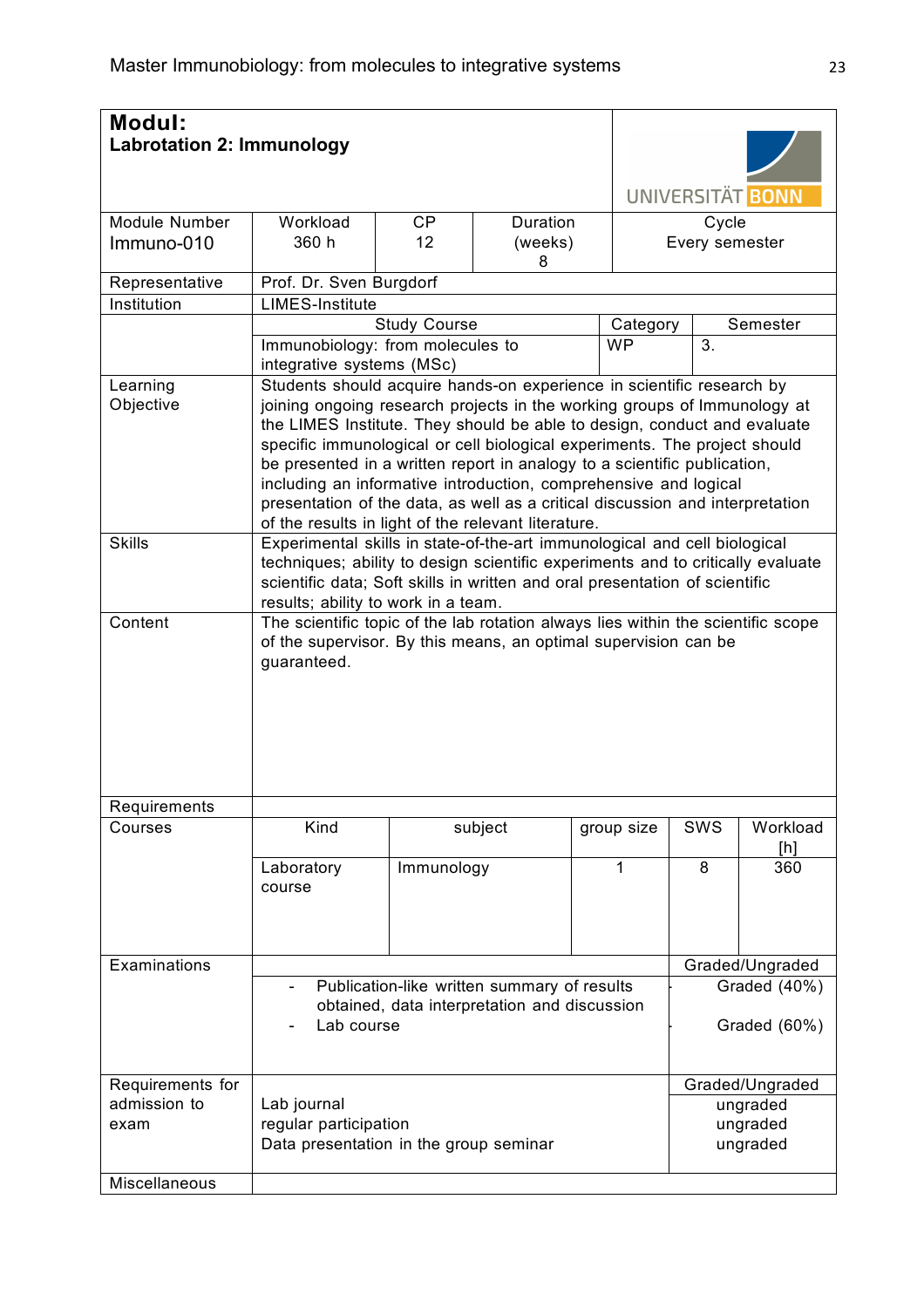## Modul:
## Labrotation 2: Immunology

| Module Number | Workload | CP | Duration (weeks) | Cycle |
|---|---|---|---|---|
| Immuno-010 | 360 h | 12 | 8 | Every semester |

| | | | |
|---|---|---|---|
| Representative | Prof. Dr. Sven Burgdorf | | |
| Institution | LIMES-Institute | | |
| | **Study Course** | **Category** | **Semester** |
| | Immunobiology: from molecules to integrative systems (MSc) | WP | 3. |
| Learning Objective | Students should acquire hands-on experience in scientific research by joining ongoing research projects in the working groups of Immunology at the LIMES Institute. They should be able to design, conduct and evaluate specific immunological or cell biological experiments. The project should be presented in a written report in analogy to a scientific publication, including an informative introduction, comprehensive and logical presentation of the data, as well as a critical discussion and interpretation of the results in light of the relevant literature. | | |
| Skills | Experimental skills in state-of-the-art immunological and cell biological techniques; ability to design scientific experiments and to critically evaluate scientific data; Soft skills in written and oral presentation of scientific results; ability to work in a team. | | |
| Content | The scientific topic of the lab rotation always lies within the scientific scope of the supervisor. By this means, an optimal supervision can be guaranteed. | | |
| Requirements | | | |

| Courses | Kind | subject | group size | SWS | Workload [h] |
|---|---|---|---|---|---|
| | Laboratory course | Immunology | 1 | 8 | 360 |

| Examinations | | Graded/Ungraded |
|---|---|---|
| | - Publication-like written summary of results obtained, data interpretation and discussion | Graded (40%) |
| | - Lab course | Graded (60%) |

| Requirements for admission to exam | | Graded/Ungraded |
|---|---|---|
| | Lab journal | ungraded |
| | regular participation | ungraded |
| | Data presentation in the group seminar | ungraded |
| Miscellaneous | | |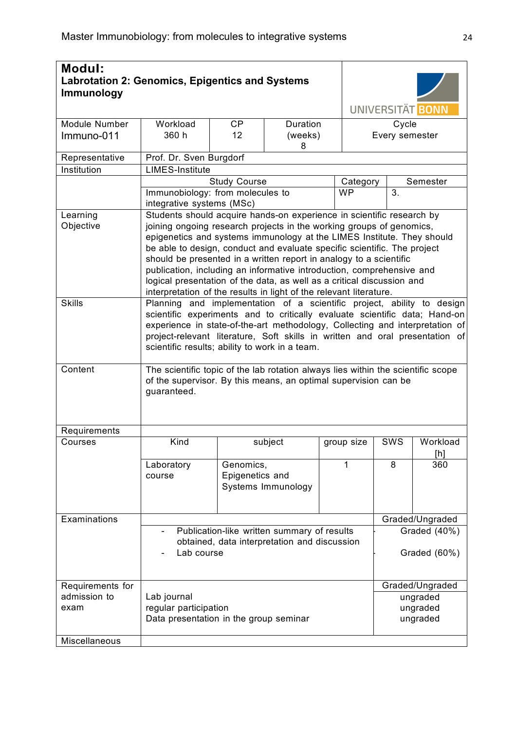## Modul:

### Labrotation 2: Genomics, Epigentics and Systems Immunology

UNIVERSITÄT BONN

| Module Number | Workload | CP | Duration (weeks) | Cycle |
|---|---|---|---|---|
| Immuno-011 | 360 h | 12 | 8 | Every semester |

| | | | |
|---|---|---|---|
| Representative | Prof. Dr. Sven Burgdorf | | |
| Institution | LIMES-Institute | | |
| | **Study Course** | **Category** | **Semester** |
| | Immunobiology: from molecules to integrative systems (MSc) | WP | 3. |
| Learning Objective | Students should acquire hands-on experience in scientific research by joining ongoing research projects in the working groups of genomics, epigenetics and systems immunology at the LIMES Institute. They should be able to design, conduct and evaluate specific scientific. The project should be presented in a written report in analogy to a scientific publication, including an informative introduction, comprehensive and logical presentation of the data, as well as a critical discussion and interpretation of the results in light of the relevant literature. | | |
| Skills | Planning and implementation of a scientific project, ability to design scientific experiments and to critically evaluate scientific data; Hand-on experience in state-of-the-art methodology, Collecting and interpretation of project-relevant literature, Soft skills in written and oral presentation of scientific results; ability to work in a team. | | |
| Content | The scientific topic of the lab rotation always lies within the scientific scope of the supervisor. By this means, an optimal supervision can be guaranteed. | | |
| Requirements | | | |

| Courses | Kind | subject | group size | SWS | Workload [h] |
|---|---|---|---|---|---|
| | Laboratory course | Genomics, Epigenetics and Systems Immunology | 1 | 8 | 360 |

| Examinations | | Graded/Ungraded |
|---|---|---|
| | - Publication-like written summary of results obtained, data interpretation and discussion | Graded (40%) |
| | - Lab course | Graded (60%) |

| Requirements for admission to exam | | Graded/Ungraded |
|---|---|---|
| | Lab journal | ungraded |
| | regular participation | ungraded |
| | Data presentation in the group seminar | ungraded |
| Miscellaneous | | |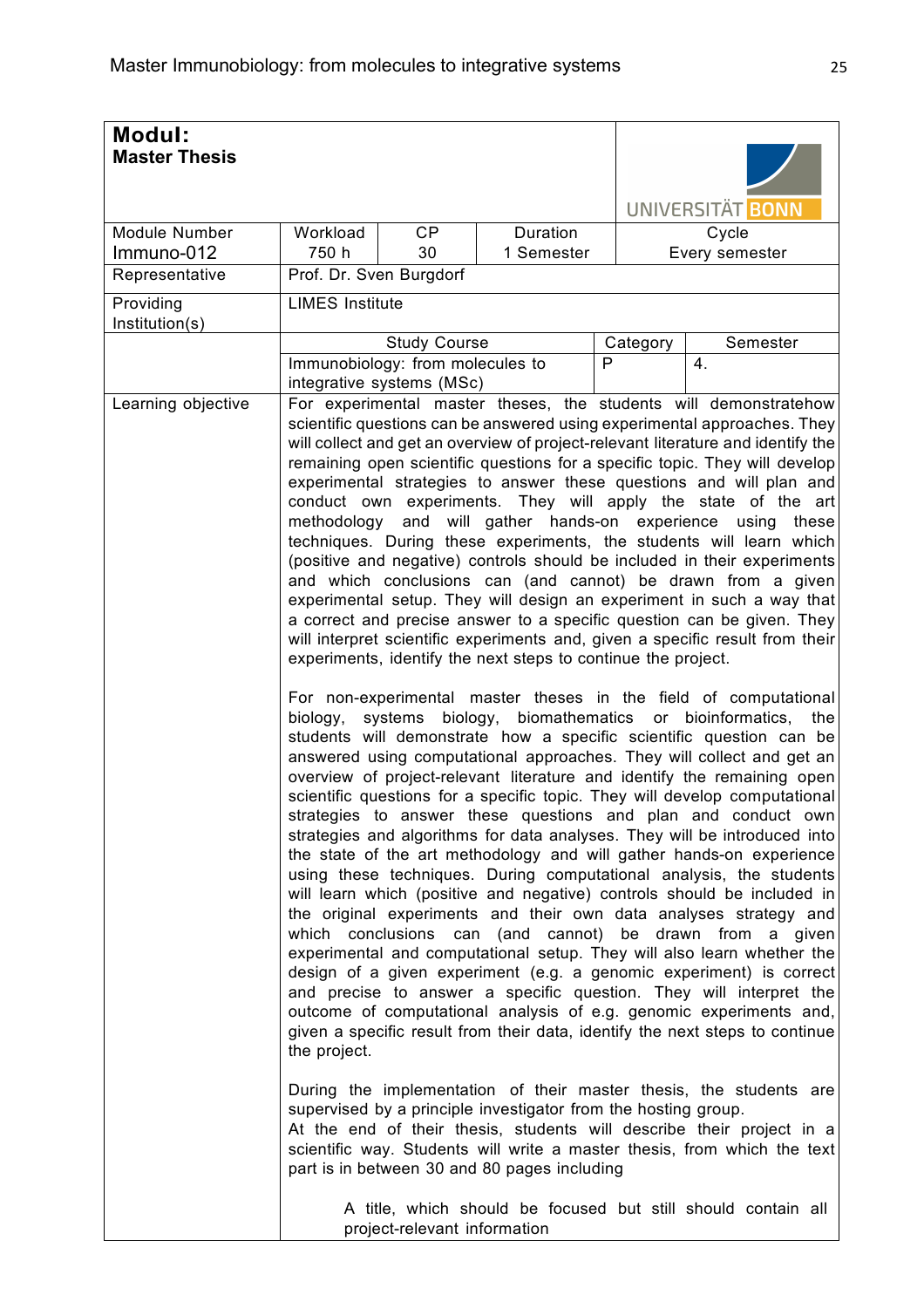| **Modul:** **Master Thesis** | | | | UNIVERSITÄT BONN | |
|---|---|---|---|---|---|
| Module Number Immuno-012 | Workload 750 h | CP 30 | Duration 1 Semester | Cycle Every semester | |
| Representative | Prof. Dr. Sven Burgdorf | | | | |
| Providing Institution(s) | LIMES Institute | | | | |
| | Study Course | | | Category | Semester |
| | Immunobiology: from molecules to integrative systems (MSc) | | | P | 4. |
| Learning objective | For experimental master theses, the students will demonstratehow scientific questions can be answered using experimental approaches. They will collect and get an overview of project-relevant literature and identify the remaining open scientific questions for a specific topic. They will develop experimental strategies to answer these questions and will plan and conduct own experiments. They will apply the state of the art methodology and will gather hands-on experience using these techniques. During these experiments, the students will learn which (positive and negative) controls should be included in their experiments and which conclusions can (and cannot) be drawn from a given experimental setup. They will design an experiment in such a way that a correct and precise answer to a specific question can be given. They will interpret scientific experiments and, given a specific result from their experiments, identify the next steps to continue the project.<br><br>For non-experimental master theses in the field of computational biology, systems biology, biomathematics or bioinformatics, the students will demonstrate how a specific scientific question can be answered using computational approaches. They will collect and get an overview of project-relevant literature and identify the remaining open scientific questions for a specific topic. They will develop computational strategies to answer these questions and plan and conduct own strategies and algorithms for data analyses. They will be introduced into the state of the art methodology and will gather hands-on experience using these techniques. During computational analysis, the students will learn which (positive and negative) controls should be included in the original experiments and their own data analyses strategy and which conclusions can (and cannot) be drawn from a given experimental and computational setup. They will also learn whether the design of a given experiment (e.g. a genomic experiment) is correct and precise to answer a specific question. They will interpret the outcome of computational analysis of e.g. genomic experiments and, given a specific result from their data, identify the next steps to continue the project.<br><br>During the implementation of their master thesis, the students are supervised by a principle investigator from the hosting group.<br>At the end of their thesis, students will describe their project in a scientific way. Students will write a master thesis, from which the text part is in between 30 and 80 pages including<br><br>A title, which should be focused but still should contain all project-relevant information | | | | | |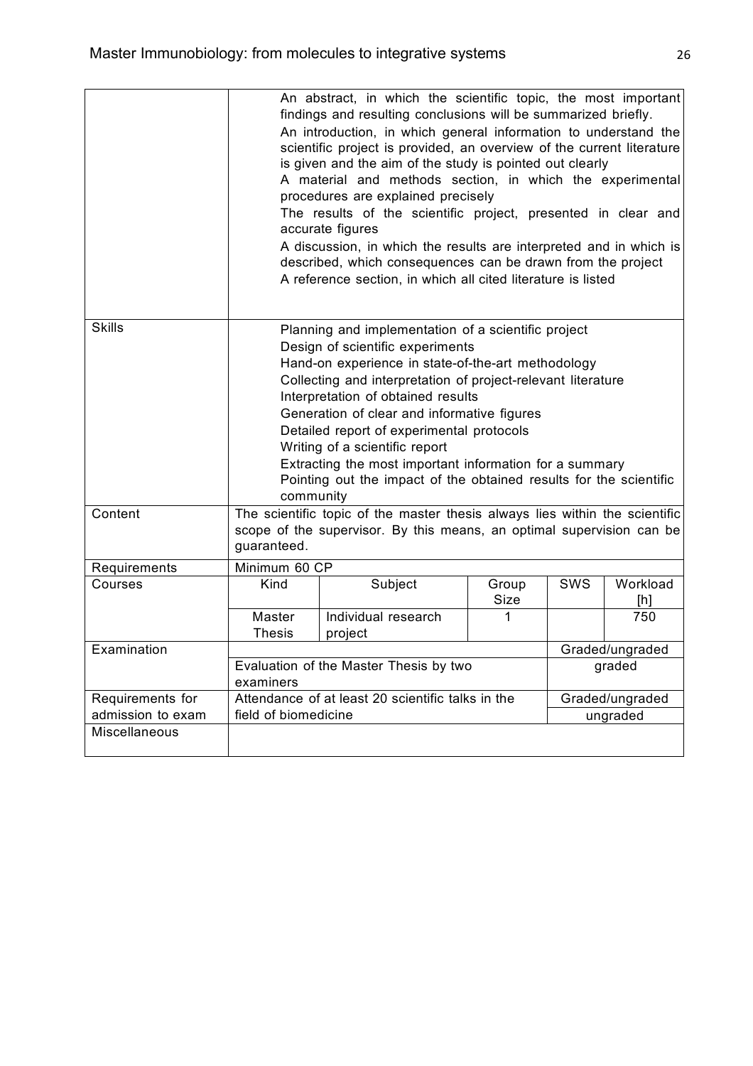| | | | | | |
|---|---|---|---|---|---|
| | An abstract, in which the scientific topic, the most important findings and resulting conclusions will be summarized briefly.<br>An introduction, in which general information to understand the scientific project is provided, an overview of the current literature is given and the aim of the study is pointed out clearly<br>A material and methods section, in which the experimental procedures are explained precisely<br>The results of the scientific project, presented in clear and accurate figures<br>A discussion, in which the results are interpreted and in which is described, which consequences can be drawn from the project<br>A reference section, in which all cited literature is listed | | | | |
| Skills | Planning and implementation of a scientific project<br>Design of scientific experiments<br>Hand-on experience in state-of-the-art methodology<br>Collecting and interpretation of project-relevant literature<br>Interpretation of obtained results<br>Generation of clear and informative figures<br>Detailed report of experimental protocols<br>Writing of a scientific report<br>Extracting the most important information for a summary<br>Pointing out the impact of the obtained results for the scientific community | | | | |
| Content | The scientific topic of the master thesis always lies within the scientific scope of the supervisor. By this means, an optimal supervision can be guaranteed. | | | | |
| Requirements | Minimum 60 CP | | | | |
| Courses | Kind | Subject | Group Size | SWS | Workload [h] |
| | Master Thesis | Individual research project | 1 | | 750 |
| Examination | | | | | Graded/ungraded |
| | Evaluation of the Master Thesis by two examiners | | | | graded |
| Requirements for admission to exam | Attendance of at least 20 scientific talks in the field of biomedicine | | | | Graded/ungraded |
| | | | | | ungraded |
| Miscellaneous | | | | | |